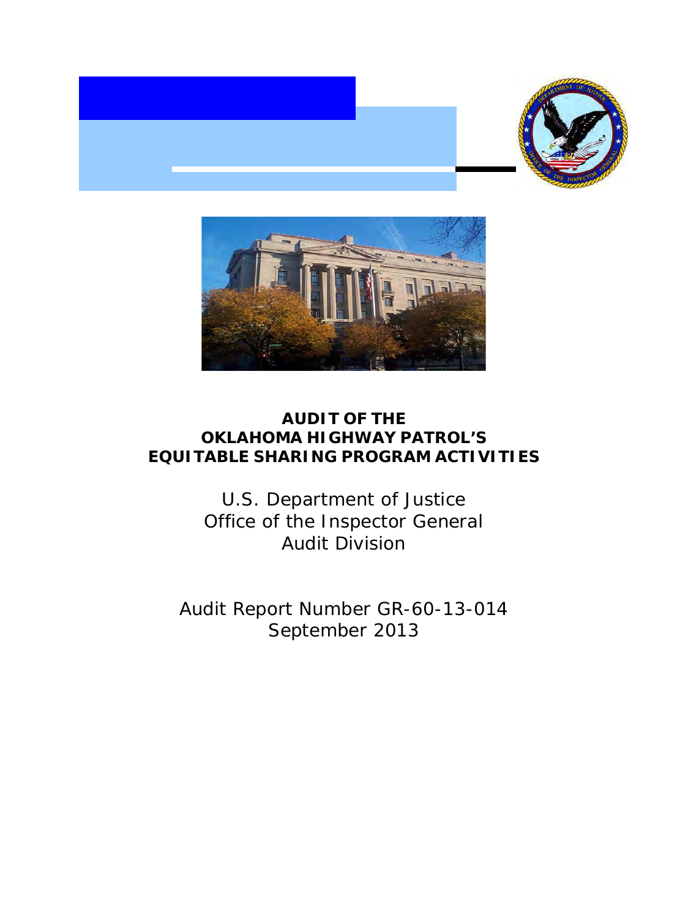# AUDIT OF THE OKLAHOMA HIGHWAY PATROL'S EQUITABLE SHARING PROGRAM ACTIVITIES

U.S. Department of Justice
Office of the Inspector General
Audit Division

Audit Report Number GR-60-13-014
September 2013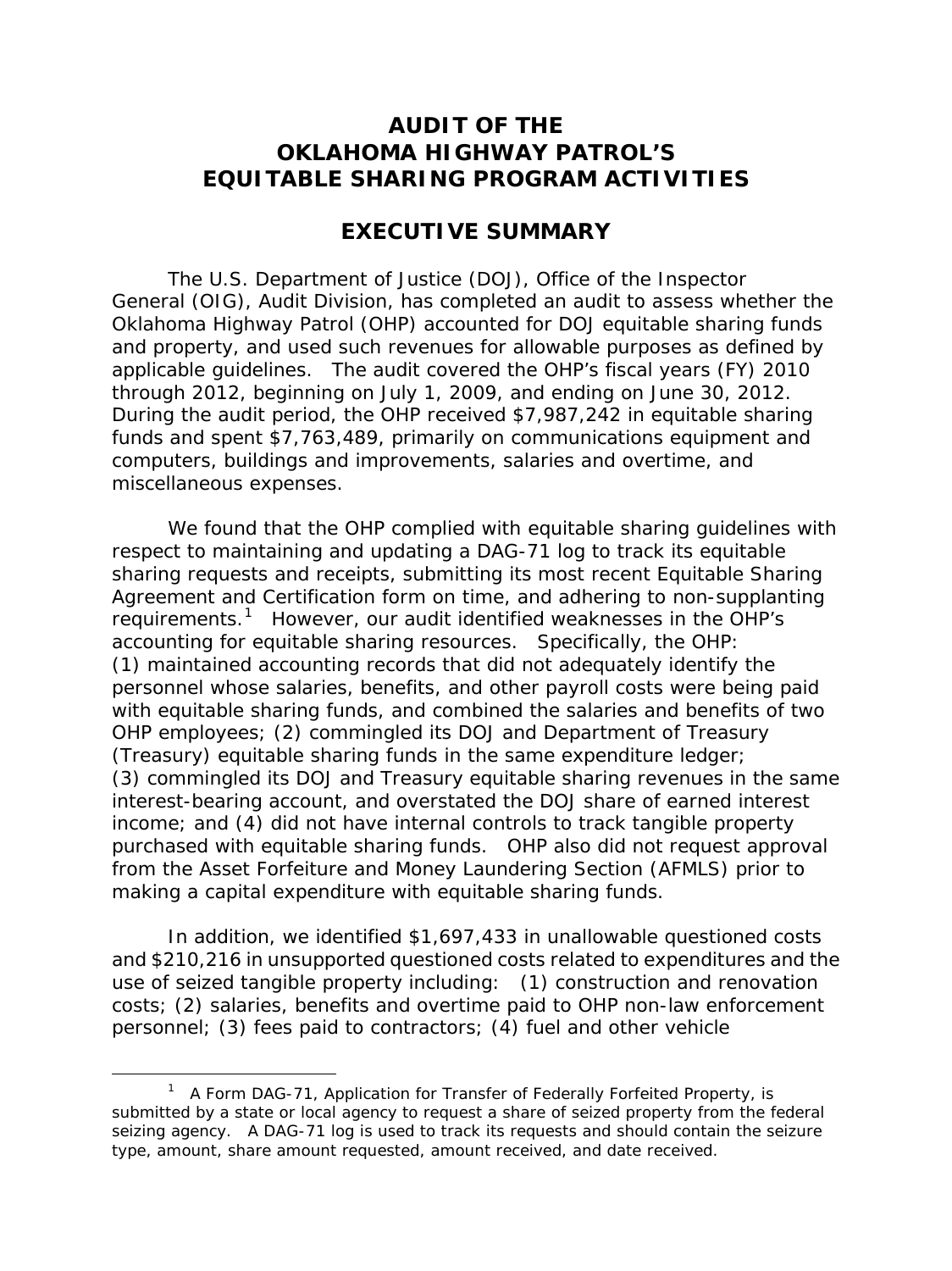# AUDIT OF THE OKLAHOMA HIGHWAY PATROL'S EQUITABLE SHARING PROGRAM ACTIVITIES

## EXECUTIVE SUMMARY

The U.S. Department of Justice (DOJ), Office of the Inspector General (OIG), Audit Division, has completed an audit to assess whether the Oklahoma Highway Patrol (OHP) accounted for DOJ equitable sharing funds and property, and used such revenues for allowable purposes as defined by applicable guidelines. The audit covered the OHP's fiscal years (FY) 2010 through 2012, beginning on July 1, 2009, and ending on June 30, 2012. During the audit period, the OHP received $7,987,242 in equitable sharing funds and spent $7,763,489, primarily on communications equipment and computers, buildings and improvements, salaries and overtime, and miscellaneous expenses.

We found that the OHP complied with equitable sharing guidelines with respect to maintaining and updating a DAG-71 log to track its equitable sharing requests and receipts, submitting its most recent Equitable Sharing Agreement and Certification form on time, and adhering to non-supplanting requirements.[1] However, our audit identified weaknesses in the OHP's accounting for equitable sharing resources. Specifically, the OHP: (1) maintained accounting records that did not adequately identify the personnel whose salaries, benefits, and other payroll costs were being paid with equitable sharing funds, and combined the salaries and benefits of two OHP employees; (2) commingled its DOJ and Department of Treasury (Treasury) equitable sharing funds in the same expenditure ledger; (3) commingled its DOJ and Treasury equitable sharing revenues in the same interest-bearing account, and overstated the DOJ share of earned interest income; and (4) did not have internal controls to track tangible property purchased with equitable sharing funds. OHP also did not request approval from the Asset Forfeiture and Money Laundering Section (AFMLS) prior to making a capital expenditure with equitable sharing funds.

In addition, we identified $1,697,433 in unallowable questioned costs and $210,216 in unsupported questioned costs related to expenditures and the use of seized tangible property including: (1) construction and renovation costs; (2) salaries, benefits and overtime paid to OHP non-law enforcement personnel; (3) fees paid to contractors; (4) fuel and other vehicle

---

[1] A Form DAG-71, Application for Transfer of Federally Forfeited Property, is submitted by a state or local agency to request a share of seized property from the federal seizing agency. A DAG-71 log is used to track its requests and should contain the seizure type, amount, share amount requested, amount received, and date received.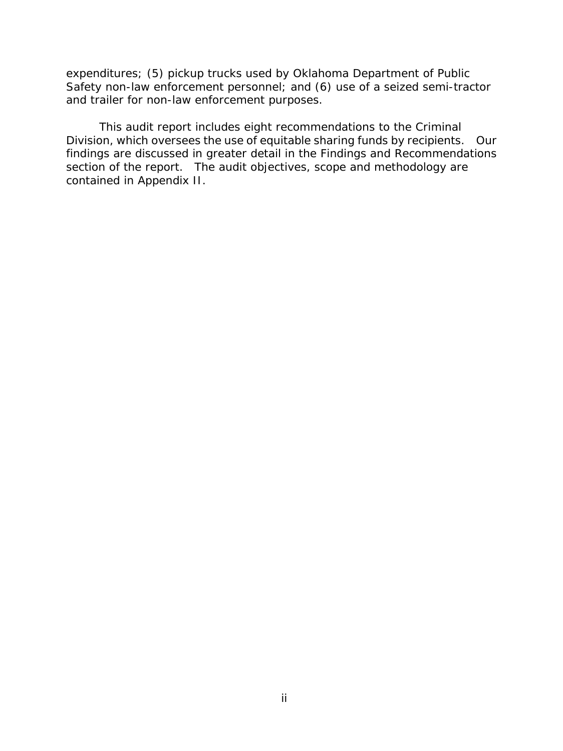expenditures; (5) pickup trucks used by Oklahoma Department of Public Safety non-law enforcement personnel; and (6) use of a seized semi-tractor and trailer for non-law enforcement purposes.

This audit report includes eight recommendations to the Criminal Division, which oversees the use of equitable sharing funds by recipients. Our findings are discussed in greater detail in the Findings and Recommendations section of the report. The audit objectives, scope and methodology are contained in Appendix II.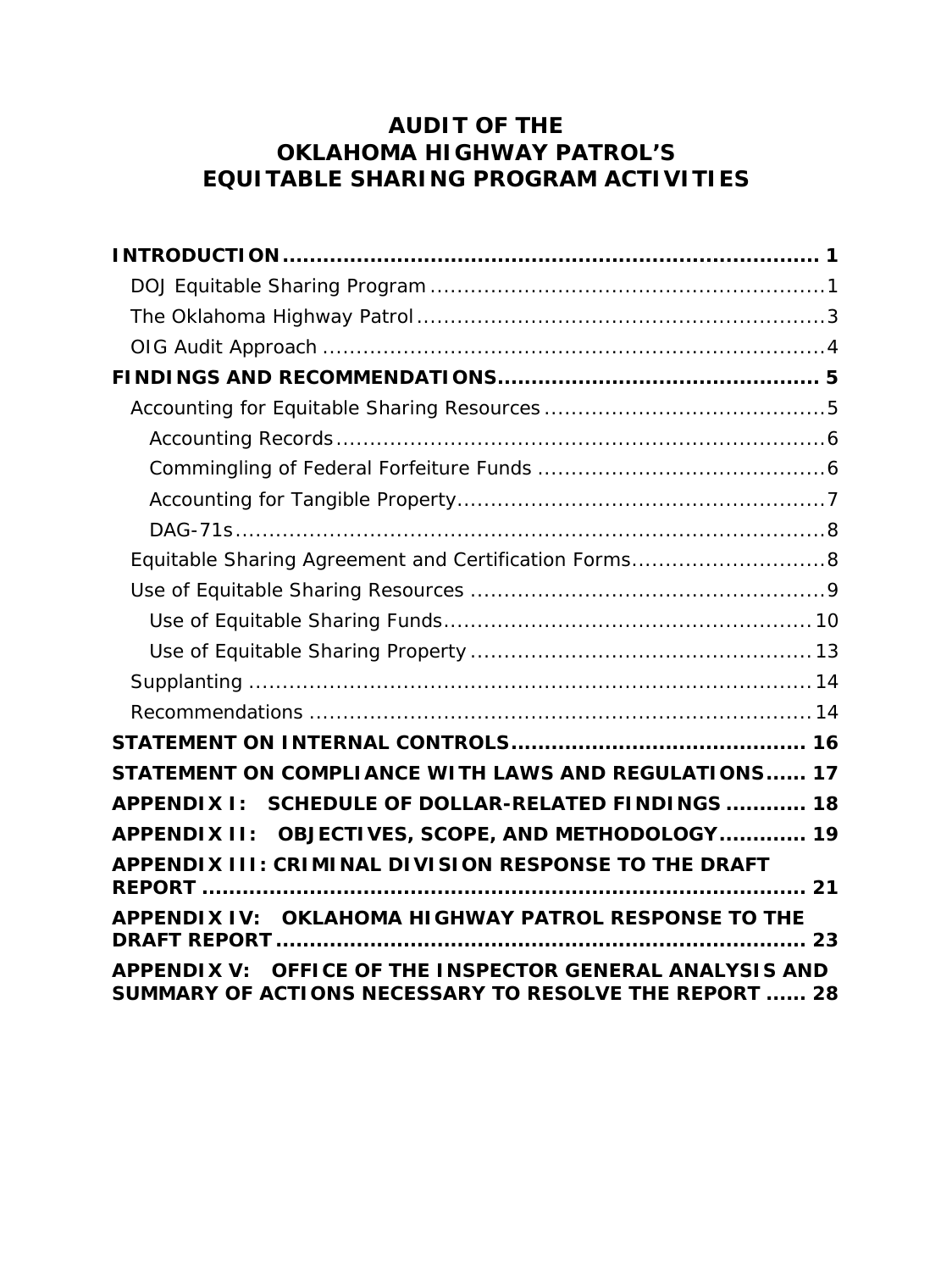# AUDIT OF THE OKLAHOMA HIGHWAY PATROL'S EQUITABLE SHARING PROGRAM ACTIVITIES

**INTRODUCTION** ........................................................................... **1**

- DOJ Equitable Sharing Program ........................................................ 1
- The Oklahoma Highway Patrol ........................................................... 3
- OIG Audit Approach ......................................................................... 4

**FINDINGS AND RECOMMENDATIONS** ............................................. **5**

- Accounting for Equitable Sharing Resources ......................................... 5
  - Accounting Records ....................................................................... 6
  - Commingling of Federal Forfeiture Funds .......................................... 6
  - Accounting for Tangible Property ...................................................... 7
  - DAG-71s ....................................................................................... 8
- Equitable Sharing Agreement and Certification Forms ............................ 8
- Use of Equitable Sharing Resources .................................................... 9
  - Use of Equitable Sharing Funds ...................................................... 10
  - Use of Equitable Sharing Property .................................................. 13
- Supplanting ..................................................................................... 14
- Recommendations ............................................................................ 14

**STATEMENT ON INTERNAL CONTROLS** .......................................... **16**

**STATEMENT ON COMPLIANCE WITH LAWS AND REGULATIONS** ...... **17**

**APPENDIX I: SCHEDULE OF DOLLAR-RELATED FINDINGS** ............ **18**

**APPENDIX II: OBJECTIVES, SCOPE, AND METHODOLOGY** ............ **19**

**APPENDIX III: CRIMINAL DIVISION RESPONSE TO THE DRAFT REPORT** ........................................................................................ **21**

**APPENDIX IV: OKLAHOMA HIGHWAY PATROL RESPONSE TO THE DRAFT REPORT** ........................................................................... **23**

**APPENDIX V: OFFICE OF THE INSPECTOR GENERAL ANALYSIS AND SUMMARY OF ACTIONS NECESSARY TO RESOLVE THE REPORT** ...... **28**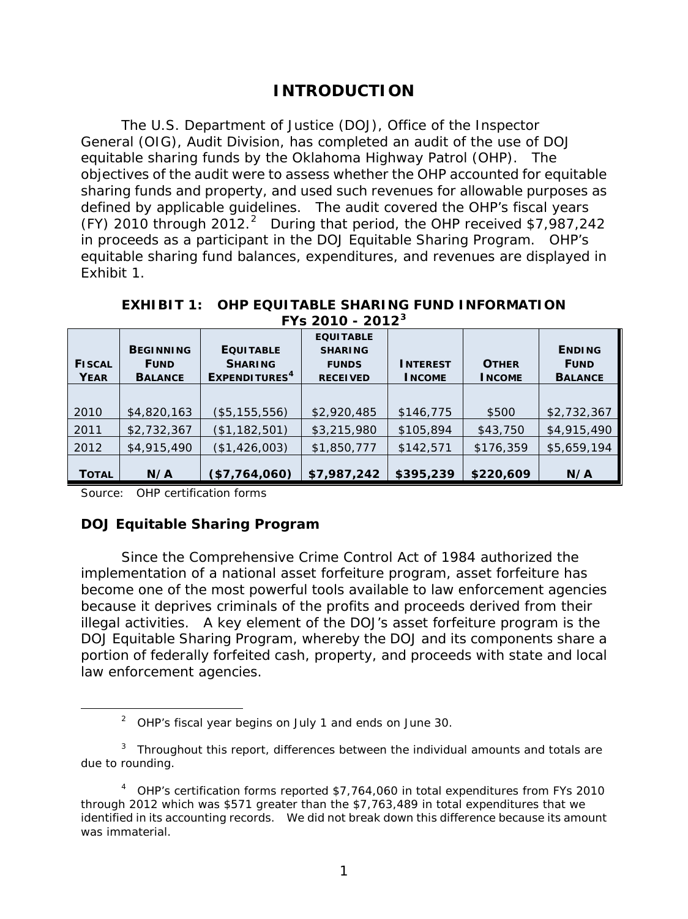# INTRODUCTION

The U.S. Department of Justice (DOJ), Office of the Inspector General (OIG), Audit Division, has completed an audit of the use of DOJ equitable sharing funds by the Oklahoma Highway Patrol (OHP). The objectives of the audit were to assess whether the OHP accounted for equitable sharing funds and property, and used such revenues for allowable purposes as defined by applicable guidelines. The audit covered the OHP's fiscal years (FY) 2010 through 2012.[2] During that period, the OHP received $7,987,242 in proceeds as a participant in the DOJ Equitable Sharing Program. OHP's equitable sharing fund balances, expenditures, and revenues are displayed in Exhibit 1.

**EXHIBIT 1: OHP EQUITABLE SHARING FUND INFORMATION FYs 2010 - 2012[3]**

| FISCAL YEAR | BEGINNING FUND BALANCE | EQUITABLE SHARING EXPENDITURES[4] | EQUITABLE SHARING FUNDS RECEIVED | INTEREST INCOME | OTHER INCOME | ENDING FUND BALANCE |
|---|---|---|---|---|---|---|
| 2010 | $4,820,163 | ($5,155,556) | $2,920,485 | $146,775 | $500 | $2,732,367 |
| 2011 | $2,732,367 | ($1,182,501) | $3,215,980 | $105,894 | $43,750 | $4,915,490 |
| 2012 | $4,915,490 | ($1,426,003) | $1,850,777 | $142,571 | $176,359 | $5,659,194 |
| **TOTAL** | **N/A** | **($7,764,060)** | **$7,987,242** | **$395,239** | **$220,609** | **N/A** |

Source: OHP certification forms

### DOJ Equitable Sharing Program

Since the Comprehensive Crime Control Act of 1984 authorized the implementation of a national asset forfeiture program, asset forfeiture has become one of the most powerful tools available to law enforcement agencies because it deprives criminals of the profits and proceeds derived from their illegal activities. A key element of the DOJ's asset forfeiture program is the DOJ Equitable Sharing Program, whereby the DOJ and its components share a portion of federally forfeited cash, property, and proceeds with state and local law enforcement agencies.

---

[2] OHP's fiscal year begins on July 1 and ends on June 30.

[3] Throughout this report, differences between the individual amounts and totals are due to rounding.

[4] OHP's certification forms reported $7,764,060 in total expenditures from FYs 2010 through 2012 which was $571 greater than the $7,763,489 in total expenditures that we identified in its accounting records. We did not break down this difference because its amount was immaterial.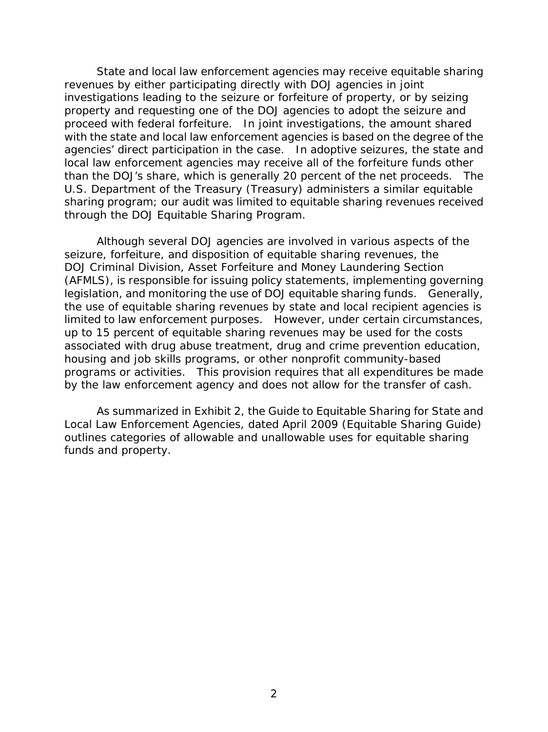State and local law enforcement agencies may receive equitable sharing revenues by either participating directly with DOJ agencies in joint investigations leading to the seizure or forfeiture of property, or by seizing property and requesting one of the DOJ agencies to adopt the seizure and proceed with federal forfeiture. In joint investigations, the amount shared with the state and local law enforcement agencies is based on the degree of the agencies' direct participation in the case. In adoptive seizures, the state and local law enforcement agencies may receive all of the forfeiture funds other than the DOJ's share, which is generally 20 percent of the net proceeds. The U.S. Department of the Treasury (Treasury) administers a similar equitable sharing program; our audit was limited to equitable sharing revenues received through the DOJ Equitable Sharing Program.

Although several DOJ agencies are involved in various aspects of the seizure, forfeiture, and disposition of equitable sharing revenues, the DOJ Criminal Division, Asset Forfeiture and Money Laundering Section (AFMLS), is responsible for issuing policy statements, implementing governing legislation, and monitoring the use of DOJ equitable sharing funds. Generally, the use of equitable sharing revenues by state and local recipient agencies is limited to law enforcement purposes. However, under certain circumstances, up to 15 percent of equitable sharing revenues may be used for the costs associated with drug abuse treatment, drug and crime prevention education, housing and job skills programs, or other nonprofit community-based programs or activities. This provision requires that all expenditures be made by the law enforcement agency and does not allow for the transfer of cash.

As summarized in Exhibit 2, the Guide to Equitable Sharing for State and Local Law Enforcement Agencies, dated April 2009 (Equitable Sharing Guide) outlines categories of allowable and unallowable uses for equitable sharing funds and property.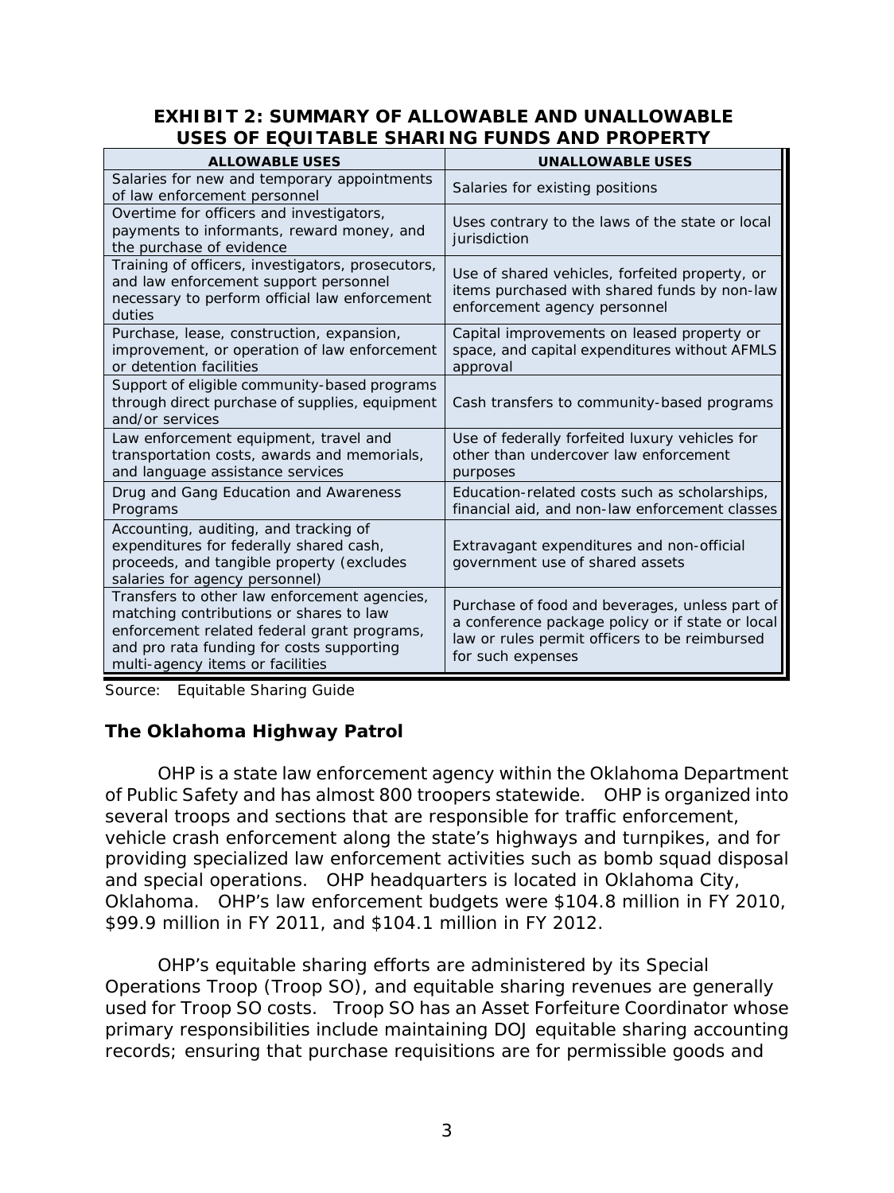**EXHIBIT 2: SUMMARY OF ALLOWABLE AND UNALLOWABLE USES OF EQUITABLE SHARING FUNDS AND PROPERTY**

| ALLOWABLE USES | UNALLOWABLE USES |
| --- | --- |
| Salaries for new and temporary appointments of law enforcement personnel | Salaries for existing positions |
| Overtime for officers and investigators, payments to informants, reward money, and the purchase of evidence | Uses contrary to the laws of the state or local jurisdiction |
| Training of officers, investigators, prosecutors, and law enforcement support personnel necessary to perform official law enforcement duties | Use of shared vehicles, forfeited property, or items purchased with shared funds by non-law enforcement agency personnel |
| Purchase, lease, construction, expansion, improvement, or operation of law enforcement or detention facilities | Capital improvements on leased property or space, and capital expenditures without AFMLS approval |
| Support of eligible community-based programs through direct purchase of supplies, equipment and/or services | Cash transfers to community-based programs |
| Law enforcement equipment, travel and transportation costs, awards and memorials, and language assistance services | Use of federally forfeited luxury vehicles for other than undercover law enforcement purposes |
| Drug and Gang Education and Awareness Programs | Education-related costs such as scholarships, financial aid, and non-law enforcement classes |
| Accounting, auditing, and tracking of expenditures for federally shared cash, proceeds, and tangible property (excludes salaries for agency personnel) | Extravagant expenditures and non-official government use of shared assets |
| Transfers to other law enforcement agencies, matching contributions or shares to law enforcement related federal grant programs, and pro rata funding for costs supporting multi-agency items or facilities | Purchase of food and beverages, unless part of a conference package policy or if state or local law or rules permit officers to be reimbursed for such expenses |

Source: Equitable Sharing Guide

### The Oklahoma Highway Patrol

OHP is a state law enforcement agency within the Oklahoma Department of Public Safety and has almost 800 troopers statewide. OHP is organized into several troops and sections that are responsible for traffic enforcement, vehicle crash enforcement along the state's highways and turnpikes, and for providing specialized law enforcement activities such as bomb squad disposal and special operations. OHP headquarters is located in Oklahoma City, Oklahoma. OHP's law enforcement budgets were $104.8 million in FY 2010, $99.9 million in FY 2011, and $104.1 million in FY 2012.

OHP's equitable sharing efforts are administered by its Special Operations Troop (Troop SO), and equitable sharing revenues are generally used for Troop SO costs. Troop SO has an Asset Forfeiture Coordinator whose primary responsibilities include maintaining DOJ equitable sharing accounting records; ensuring that purchase requisitions are for permissible goods and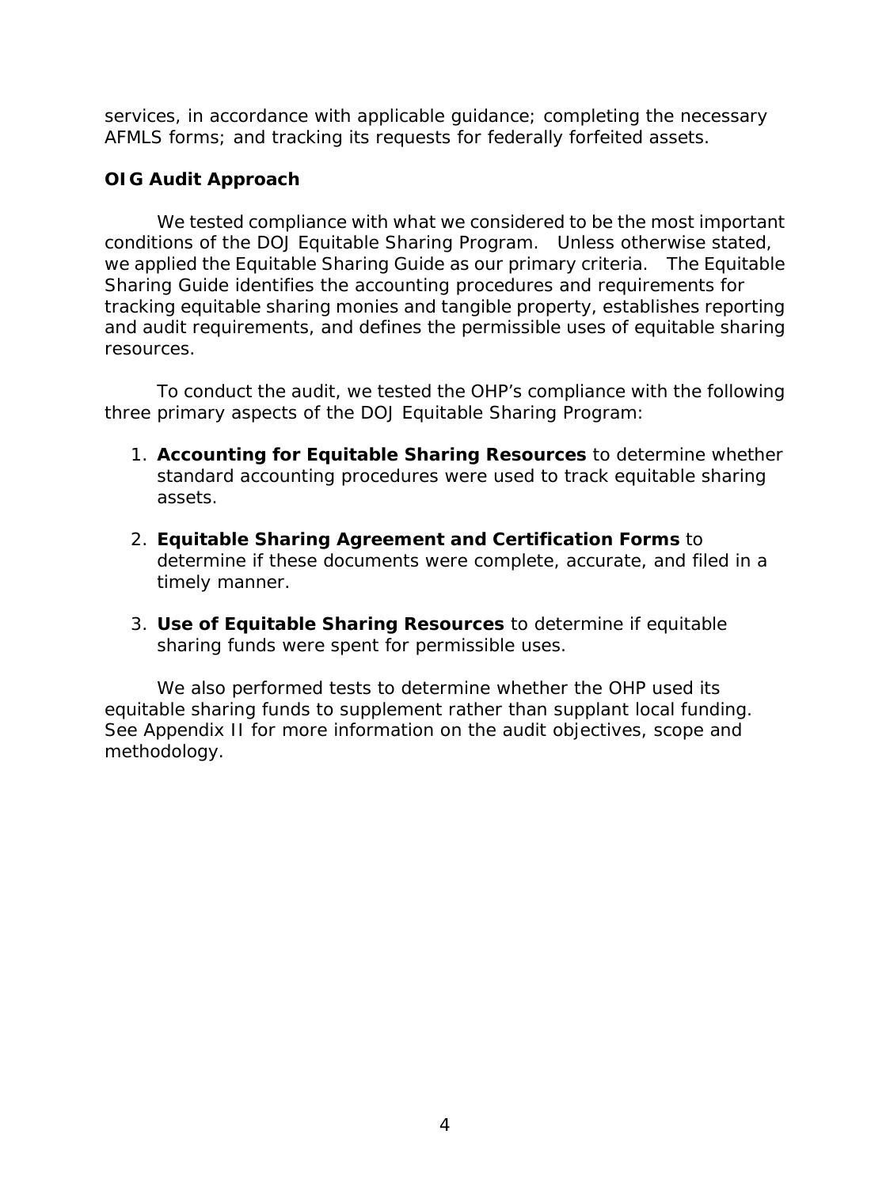services, in accordance with applicable guidance; completing the necessary AFMLS forms; and tracking its requests for federally forfeited assets.

### OIG Audit Approach

We tested compliance with what we considered to be the most important conditions of the DOJ Equitable Sharing Program. Unless otherwise stated, we applied the Equitable Sharing Guide as our primary criteria. The Equitable Sharing Guide identifies the accounting procedures and requirements for tracking equitable sharing monies and tangible property, establishes reporting and audit requirements, and defines the permissible uses of equitable sharing resources.

To conduct the audit, we tested the OHP's compliance with the following three primary aspects of the DOJ Equitable Sharing Program:

1. **Accounting for Equitable Sharing Resources** to determine whether standard accounting procedures were used to track equitable sharing assets.

2. **Equitable Sharing Agreement and Certification Forms** to determine if these documents were complete, accurate, and filed in a timely manner.

3. **Use of Equitable Sharing Resources** to determine if equitable sharing funds were spent for permissible uses.

We also performed tests to determine whether the OHP used its equitable sharing funds to supplement rather than supplant local funding. See Appendix II for more information on the audit objectives, scope and methodology.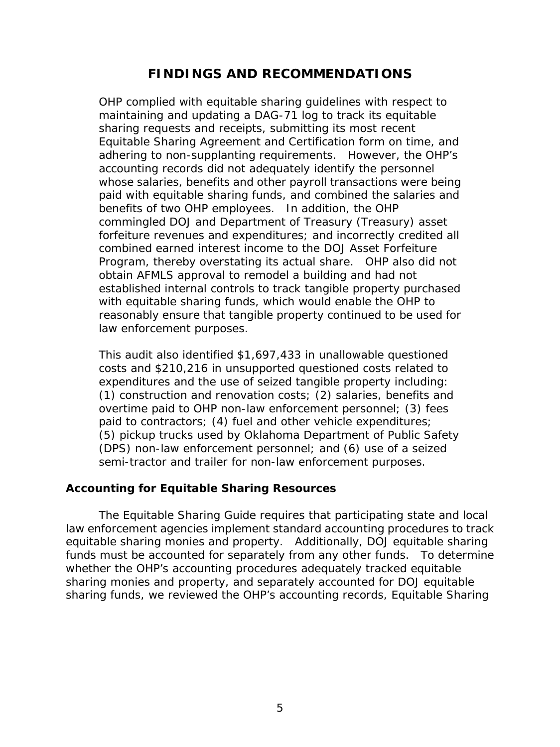# FINDINGS AND RECOMMENDATIONS

OHP complied with equitable sharing guidelines with respect to maintaining and updating a DAG-71 log to track its equitable sharing requests and receipts, submitting its most recent Equitable Sharing Agreement and Certification form on time, and adhering to non-supplanting requirements. However, the OHP's accounting records did not adequately identify the personnel whose salaries, benefits and other payroll transactions were being paid with equitable sharing funds, and combined the salaries and benefits of two OHP employees. In addition, the OHP commingled DOJ and Department of Treasury (Treasury) asset forfeiture revenues and expenditures; and incorrectly credited all combined earned interest income to the DOJ Asset Forfeiture Program, thereby overstating its actual share. OHP also did not obtain AFMLS approval to remodel a building and had not established internal controls to track tangible property purchased with equitable sharing funds, which would enable the OHP to reasonably ensure that tangible property continued to be used for law enforcement purposes.

This audit also identified $1,697,433 in unallowable questioned costs and $210,216 in unsupported questioned costs related to expenditures and the use of seized tangible property including: (1) construction and renovation costs; (2) salaries, benefits and overtime paid to OHP non-law enforcement personnel; (3) fees paid to contractors; (4) fuel and other vehicle expenditures; (5) pickup trucks used by Oklahoma Department of Public Safety (DPS) non-law enforcement personnel; and (6) use of a seized semi-tractor and trailer for non-law enforcement purposes.

### Accounting for Equitable Sharing Resources

The Equitable Sharing Guide requires that participating state and local law enforcement agencies implement standard accounting procedures to track equitable sharing monies and property. Additionally, DOJ equitable sharing funds must be accounted for separately from any other funds. To determine whether the OHP's accounting procedures adequately tracked equitable sharing monies and property, and separately accounted for DOJ equitable sharing funds, we reviewed the OHP's accounting records, Equitable Sharing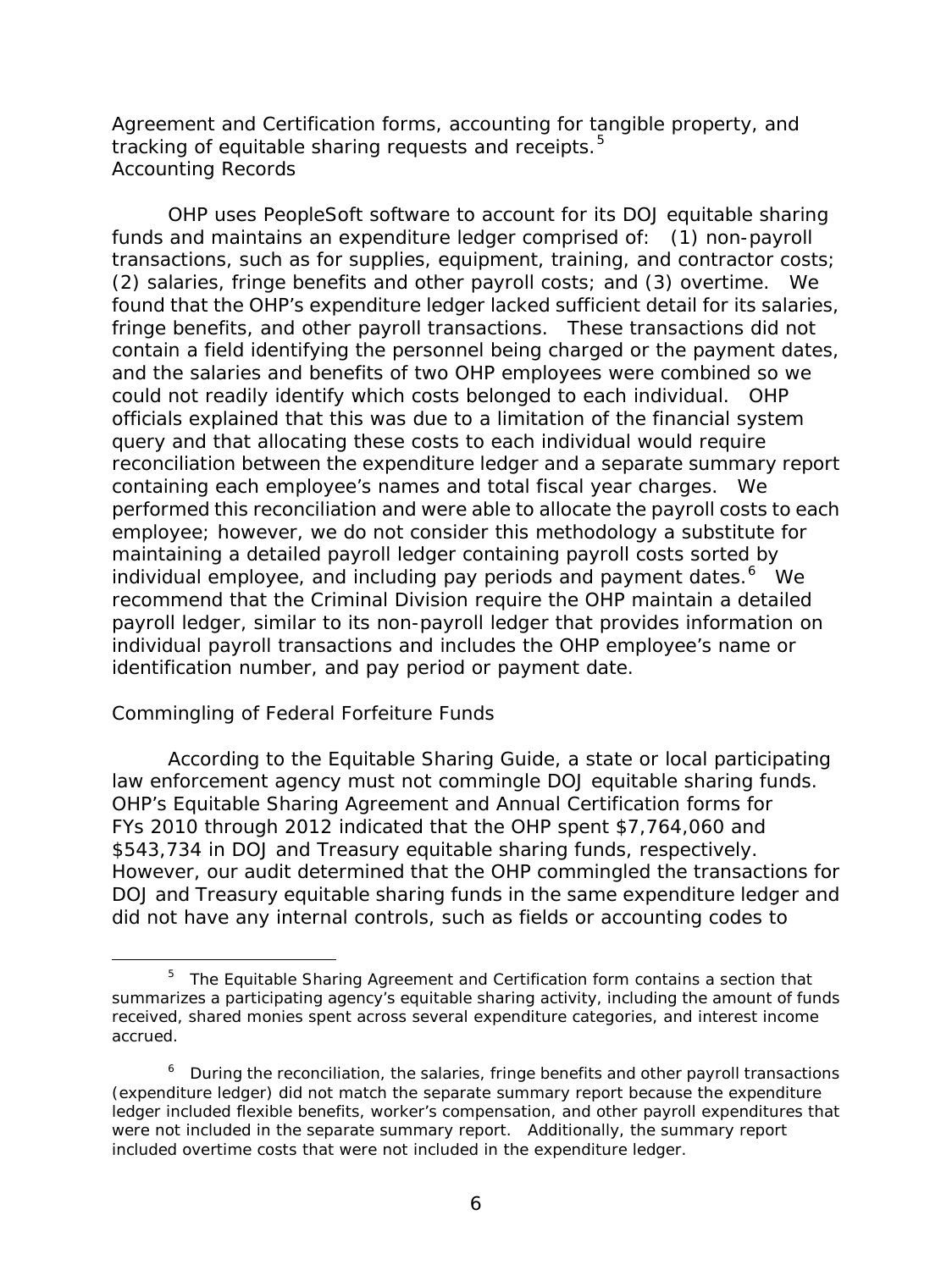Agreement and Certification forms, accounting for tangible property, and tracking of equitable sharing requests and receipts.[5]

### Accounting Records

OHP uses PeopleSoft software to account for its DOJ equitable sharing funds and maintains an expenditure ledger comprised of: (1) non-payroll transactions, such as for supplies, equipment, training, and contractor costs; (2) salaries, fringe benefits and other payroll costs; and (3) overtime. We found that the OHP's expenditure ledger lacked sufficient detail for its salaries, fringe benefits, and other payroll transactions. These transactions did not contain a field identifying the personnel being charged or the payment dates, and the salaries and benefits of two OHP employees were combined so we could not readily identify which costs belonged to each individual. OHP officials explained that this was due to a limitation of the financial system query and that allocating these costs to each individual would require reconciliation between the expenditure ledger and a separate summary report containing each employee's names and total fiscal year charges. We performed this reconciliation and were able to allocate the payroll costs to each employee; however, we do not consider this methodology a substitute for maintaining a detailed payroll ledger containing payroll costs sorted by individual employee, and including pay periods and payment dates.[6] We recommend that the Criminal Division require the OHP maintain a detailed payroll ledger, similar to its non-payroll ledger that provides information on individual payroll transactions and includes the OHP employee's name or identification number, and pay period or payment date.

### Commingling of Federal Forfeiture Funds

According to the Equitable Sharing Guide, a state or local participating law enforcement agency must not commingle DOJ equitable sharing funds. OHP's Equitable Sharing Agreement and Annual Certification forms for FYs 2010 through 2012 indicated that the OHP spent $7,764,060 and $543,734 in DOJ and Treasury equitable sharing funds, respectively. However, our audit determined that the OHP commingled the transactions for DOJ and Treasury equitable sharing funds in the same expenditure ledger and did not have any internal controls, such as fields or accounting codes to

---

[5] The Equitable Sharing Agreement and Certification form contains a section that summarizes a participating agency's equitable sharing activity, including the amount of funds received, shared monies spent across several expenditure categories, and interest income accrued.

[6] During the reconciliation, the salaries, fringe benefits and other payroll transactions (expenditure ledger) did not match the separate summary report because the expenditure ledger included flexible benefits, worker's compensation, and other payroll expenditures that were not included in the separate summary report. Additionally, the summary report included overtime costs that were not included in the expenditure ledger.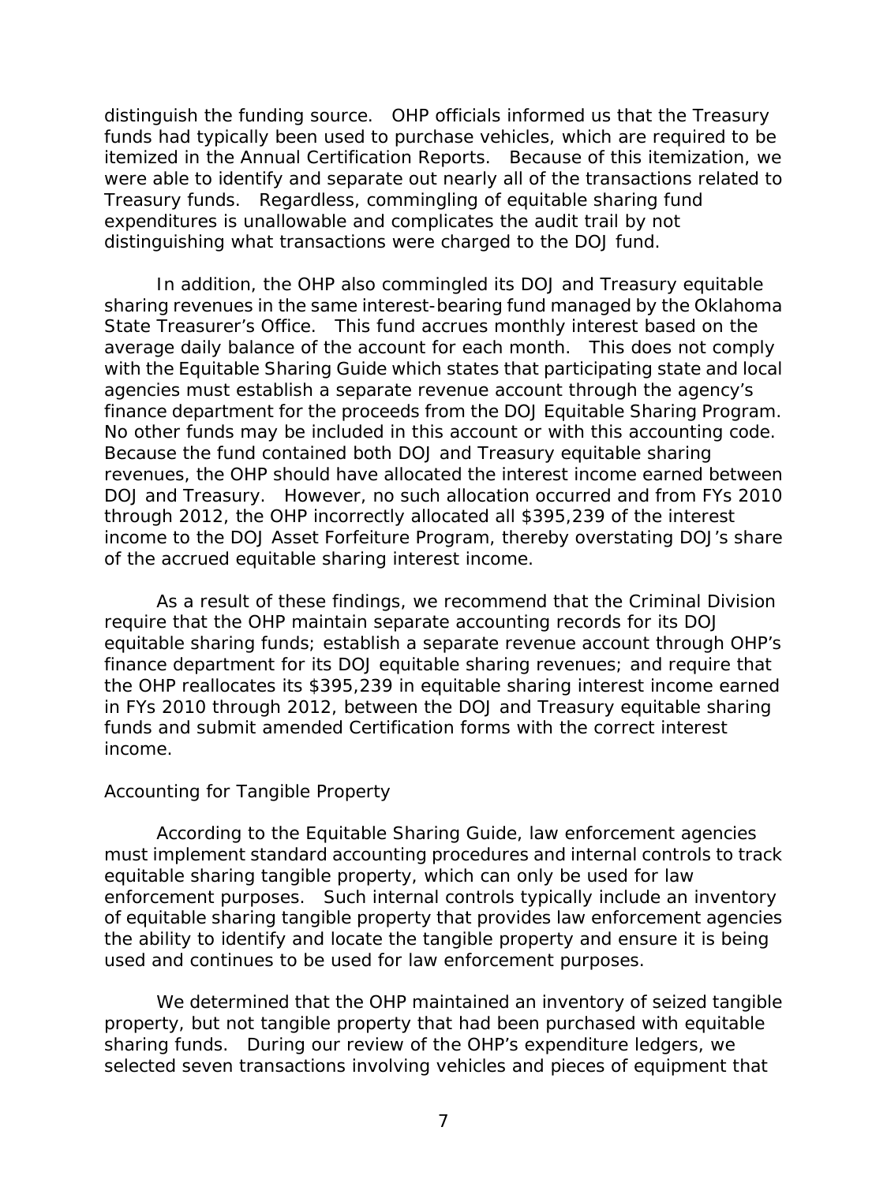distinguish the funding source. OHP officials informed us that the Treasury funds had typically been used to purchase vehicles, which are required to be itemized in the Annual Certification Reports. Because of this itemization, we were able to identify and separate out nearly all of the transactions related to Treasury funds. Regardless, commingling of equitable sharing fund expenditures is unallowable and complicates the audit trail by not distinguishing what transactions were charged to the DOJ fund.

In addition, the OHP also commingled its DOJ and Treasury equitable sharing revenues in the same interest-bearing fund managed by the Oklahoma State Treasurer's Office. This fund accrues monthly interest based on the average daily balance of the account for each month. This does not comply with the Equitable Sharing Guide which states that participating state and local agencies must establish a separate revenue account through the agency's finance department for the proceeds from the DOJ Equitable Sharing Program. No other funds may be included in this account or with this accounting code. Because the fund contained both DOJ and Treasury equitable sharing revenues, the OHP should have allocated the interest income earned between DOJ and Treasury. However, no such allocation occurred and from FYs 2010 through 2012, the OHP incorrectly allocated all $395,239 of the interest income to the DOJ Asset Forfeiture Program, thereby overstating DOJ's share of the accrued equitable sharing interest income.

As a result of these findings, we recommend that the Criminal Division require that the OHP maintain separate accounting records for its DOJ equitable sharing funds; establish a separate revenue account through OHP's finance department for its DOJ equitable sharing revenues; and require that the OHP reallocates its $395,239 in equitable sharing interest income earned in FYs 2010 through 2012, between the DOJ and Treasury equitable sharing funds and submit amended Certification forms with the correct interest income.

### Accounting for Tangible Property

According to the Equitable Sharing Guide, law enforcement agencies must implement standard accounting procedures and internal controls to track equitable sharing tangible property, which can only be used for law enforcement purposes. Such internal controls typically include an inventory of equitable sharing tangible property that provides law enforcement agencies the ability to identify and locate the tangible property and ensure it is being used and continues to be used for law enforcement purposes.

We determined that the OHP maintained an inventory of seized tangible property, but not tangible property that had been purchased with equitable sharing funds. During our review of the OHP's expenditure ledgers, we selected seven transactions involving vehicles and pieces of equipment that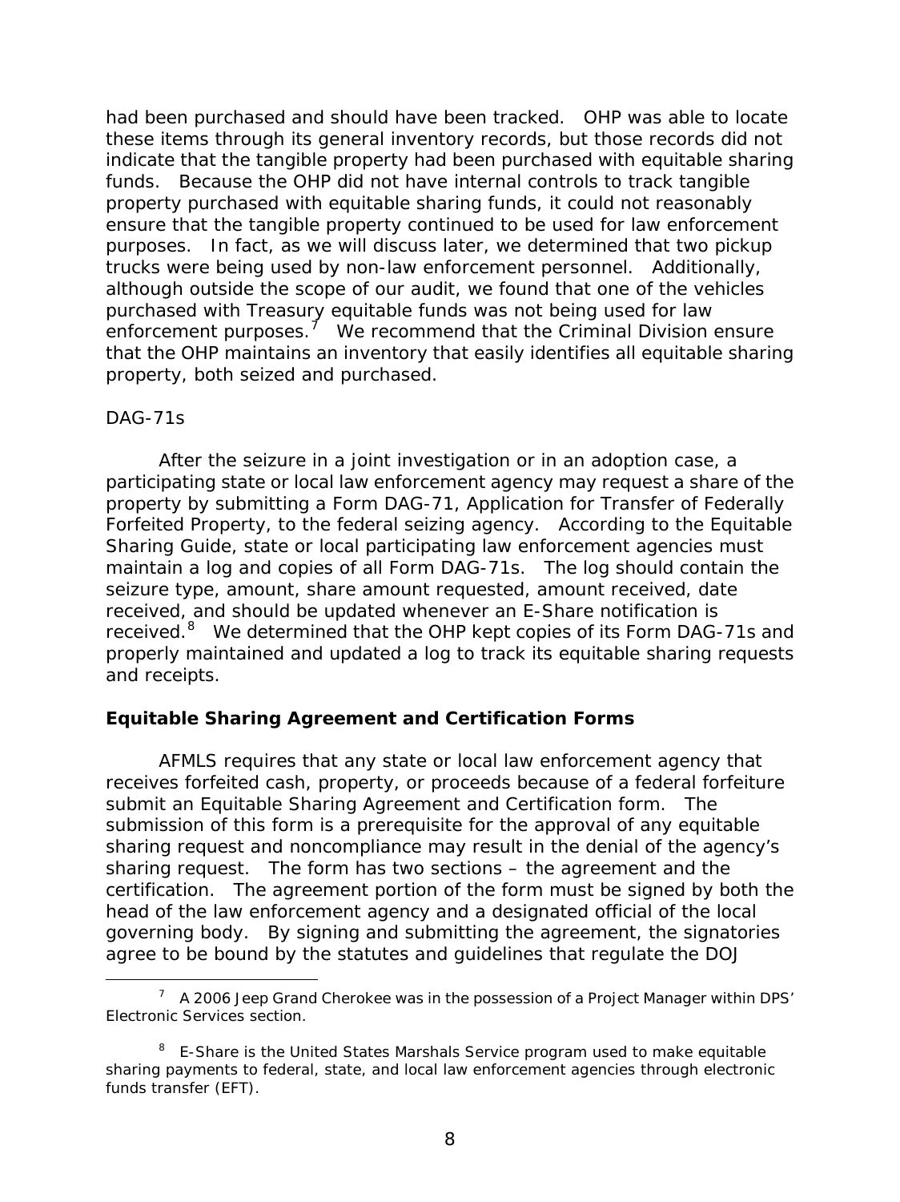had been purchased and should have been tracked. OHP was able to locate these items through its general inventory records, but those records did not indicate that the tangible property had been purchased with equitable sharing funds. Because the OHP did not have internal controls to track tangible property purchased with equitable sharing funds, it could not reasonably ensure that the tangible property continued to be used for law enforcement purposes. In fact, as we will discuss later, we determined that two pickup trucks were being used by non-law enforcement personnel. Additionally, although outside the scope of our audit, we found that one of the vehicles purchased with Treasury equitable funds was not being used for law enforcement purposes.[7] We recommend that the Criminal Division ensure that the OHP maintains an inventory that easily identifies all equitable sharing property, both seized and purchased.

DAG-71s

After the seizure in a joint investigation or in an adoption case, a participating state or local law enforcement agency may request a share of the property by submitting a Form DAG-71, Application for Transfer of Federally Forfeited Property, to the federal seizing agency. According to the Equitable Sharing Guide, state or local participating law enforcement agencies must maintain a log and copies of all Form DAG-71s. The log should contain the seizure type, amount, share amount requested, amount received, date received, and should be updated whenever an E-Share notification is received.[8] We determined that the OHP kept copies of its Form DAG-71s and properly maintained and updated a log to track its equitable sharing requests and receipts.

**Equitable Sharing Agreement and Certification Forms**

AFMLS requires that any state or local law enforcement agency that receives forfeited cash, property, or proceeds because of a federal forfeiture submit an Equitable Sharing Agreement and Certification form. The submission of this form is a prerequisite for the approval of any equitable sharing request and noncompliance may result in the denial of the agency's sharing request. The form has two sections – the agreement and the certification. The agreement portion of the form must be signed by both the head of the law enforcement agency and a designated official of the local governing body. By signing and submitting the agreement, the signatories agree to be bound by the statutes and guidelines that regulate the DOJ

---

[7] A 2006 Jeep Grand Cherokee was in the possession of a Project Manager within DPS' Electronic Services section.

[8] E-Share is the United States Marshals Service program used to make equitable sharing payments to federal, state, and local law enforcement agencies through electronic funds transfer (EFT).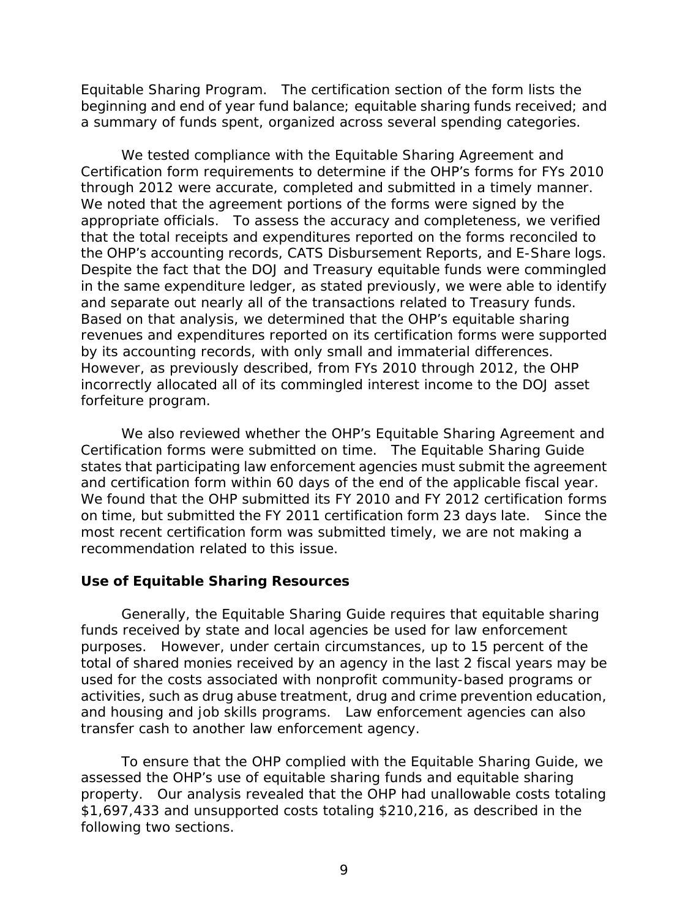Equitable Sharing Program. The certification section of the form lists the beginning and end of year fund balance; equitable sharing funds received; and a summary of funds spent, organized across several spending categories.

We tested compliance with the Equitable Sharing Agreement and Certification form requirements to determine if the OHP's forms for FYs 2010 through 2012 were accurate, completed and submitted in a timely manner. We noted that the agreement portions of the forms were signed by the appropriate officials. To assess the accuracy and completeness, we verified that the total receipts and expenditures reported on the forms reconciled to the OHP's accounting records, CATS Disbursement Reports, and E-Share logs. Despite the fact that the DOJ and Treasury equitable funds were commingled in the same expenditure ledger, as stated previously, we were able to identify and separate out nearly all of the transactions related to Treasury funds. Based on that analysis, we determined that the OHP's equitable sharing revenues and expenditures reported on its certification forms were supported by its accounting records, with only small and immaterial differences. However, as previously described, from FYs 2010 through 2012, the OHP incorrectly allocated all of its commingled interest income to the DOJ asset forfeiture program.

We also reviewed whether the OHP's Equitable Sharing Agreement and Certification forms were submitted on time. The Equitable Sharing Guide states that participating law enforcement agencies must submit the agreement and certification form within 60 days of the end of the applicable fiscal year. We found that the OHP submitted its FY 2010 and FY 2012 certification forms on time, but submitted the FY 2011 certification form 23 days late. Since the most recent certification form was submitted timely, we are not making a recommendation related to this issue.

**Use of Equitable Sharing Resources**

Generally, the Equitable Sharing Guide requires that equitable sharing funds received by state and local agencies be used for law enforcement purposes. However, under certain circumstances, up to 15 percent of the total of shared monies received by an agency in the last 2 fiscal years may be used for the costs associated with nonprofit community-based programs or activities, such as drug abuse treatment, drug and crime prevention education, and housing and job skills programs. Law enforcement agencies can also transfer cash to another law enforcement agency.

To ensure that the OHP complied with the Equitable Sharing Guide, we assessed the OHP's use of equitable sharing funds and equitable sharing property. Our analysis revealed that the OHP had unallowable costs totaling $1,697,433 and unsupported costs totaling $210,216, as described in the following two sections.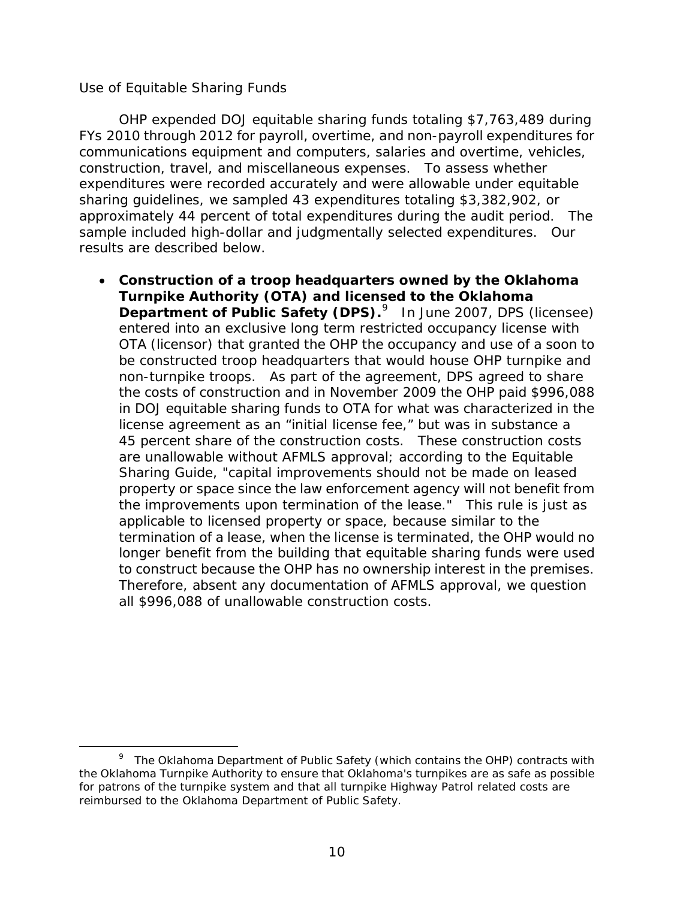*Use of Equitable Sharing Funds*

OHP expended DOJ equitable sharing funds totaling $7,763,489 during FYs 2010 through 2012 for payroll, overtime, and non-payroll expenditures for communications equipment and computers, salaries and overtime, vehicles, construction, travel, and miscellaneous expenses. To assess whether expenditures were recorded accurately and were allowable under equitable sharing guidelines, we sampled 43 expenditures totaling $3,382,902, or approximately 44 percent of total expenditures during the audit period. The sample included high-dollar and judgmentally selected expenditures. Our results are described below.

- **Construction of a troop headquarters owned by the Oklahoma Turnpike Authority (OTA) and licensed to the Oklahoma Department of Public Safety (DPS).**[9] In June 2007, DPS (licensee) entered into an exclusive long term restricted occupancy license with OTA (licensor) that granted the OHP the occupancy and use of a soon to be constructed troop headquarters that would house OHP turnpike and non-turnpike troops. As part of the agreement, DPS agreed to share the costs of construction and in November 2009 the OHP paid $996,088 in DOJ equitable sharing funds to OTA for what was characterized in the license agreement as an "initial license fee," but was in substance a 45 percent share of the construction costs. These construction costs are unallowable without AFMLS approval; according to the Equitable Sharing Guide, "capital improvements should not be made on leased property or space since the law enforcement agency will not benefit from the improvements upon termination of the lease." This rule is just as applicable to licensed property or space, because similar to the termination of a lease, when the license is terminated, the OHP would no longer benefit from the building that equitable sharing funds were used to construct because the OHP has no ownership interest in the premises. Therefore, absent any documentation of AFMLS approval, we question all $996,088 of unallowable construction costs.

---

[9] The Oklahoma Department of Public Safety (which contains the OHP) contracts with the Oklahoma Turnpike Authority to ensure that Oklahoma's turnpikes are as safe as possible for patrons of the turnpike system and that all turnpike Highway Patrol related costs are reimbursed to the Oklahoma Department of Public Safety.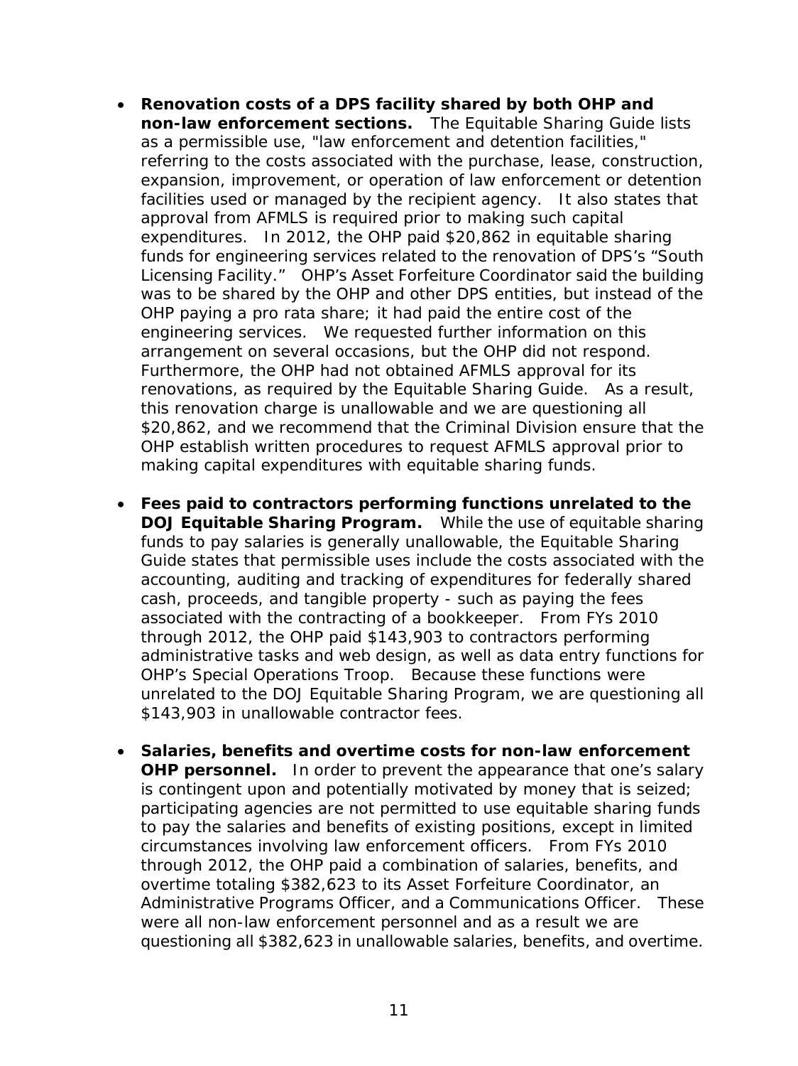- **Renovation costs of a DPS facility shared by both OHP and non-law enforcement sections.** The Equitable Sharing Guide lists as a permissible use, "law enforcement and detention facilities," referring to the costs associated with the purchase, lease, construction, expansion, improvement, or operation of law enforcement or detention facilities used or managed by the recipient agency. It also states that approval from AFMLS is required prior to making such capital expenditures. In 2012, the OHP paid $20,862 in equitable sharing funds for engineering services related to the renovation of DPS's "South Licensing Facility." OHP's Asset Forfeiture Coordinator said the building was to be shared by the OHP and other DPS entities, but instead of the OHP paying a pro rata share; it had paid the entire cost of the engineering services. We requested further information on this arrangement on several occasions, but the OHP did not respond. Furthermore, the OHP had not obtained AFMLS approval for its renovations, as required by the Equitable Sharing Guide. As a result, this renovation charge is unallowable and we are questioning all $20,862, and we recommend that the Criminal Division ensure that the OHP establish written procedures to request AFMLS approval prior to making capital expenditures with equitable sharing funds.

- **Fees paid to contractors performing functions unrelated to the DOJ Equitable Sharing Program.** While the use of equitable sharing funds to pay salaries is generally unallowable, the Equitable Sharing Guide states that permissible uses include the costs associated with the accounting, auditing and tracking of expenditures for federally shared cash, proceeds, and tangible property - such as paying the fees associated with the contracting of a bookkeeper. From FYs 2010 through 2012, the OHP paid $143,903 to contractors performing administrative tasks and web design, as well as data entry functions for OHP's Special Operations Troop. Because these functions were unrelated to the DOJ Equitable Sharing Program, we are questioning all $143,903 in unallowable contractor fees.

- **Salaries, benefits and overtime costs for non-law enforcement OHP personnel.** In order to prevent the appearance that one's salary is contingent upon and potentially motivated by money that is seized; participating agencies are not permitted to use equitable sharing funds to pay the salaries and benefits of existing positions, except in limited circumstances involving law enforcement officers. From FYs 2010 through 2012, the OHP paid a combination of salaries, benefits, and overtime totaling $382,623 to its Asset Forfeiture Coordinator, an Administrative Programs Officer, and a Communications Officer. These were all non-law enforcement personnel and as a result we are questioning all $382,623 in unallowable salaries, benefits, and overtime.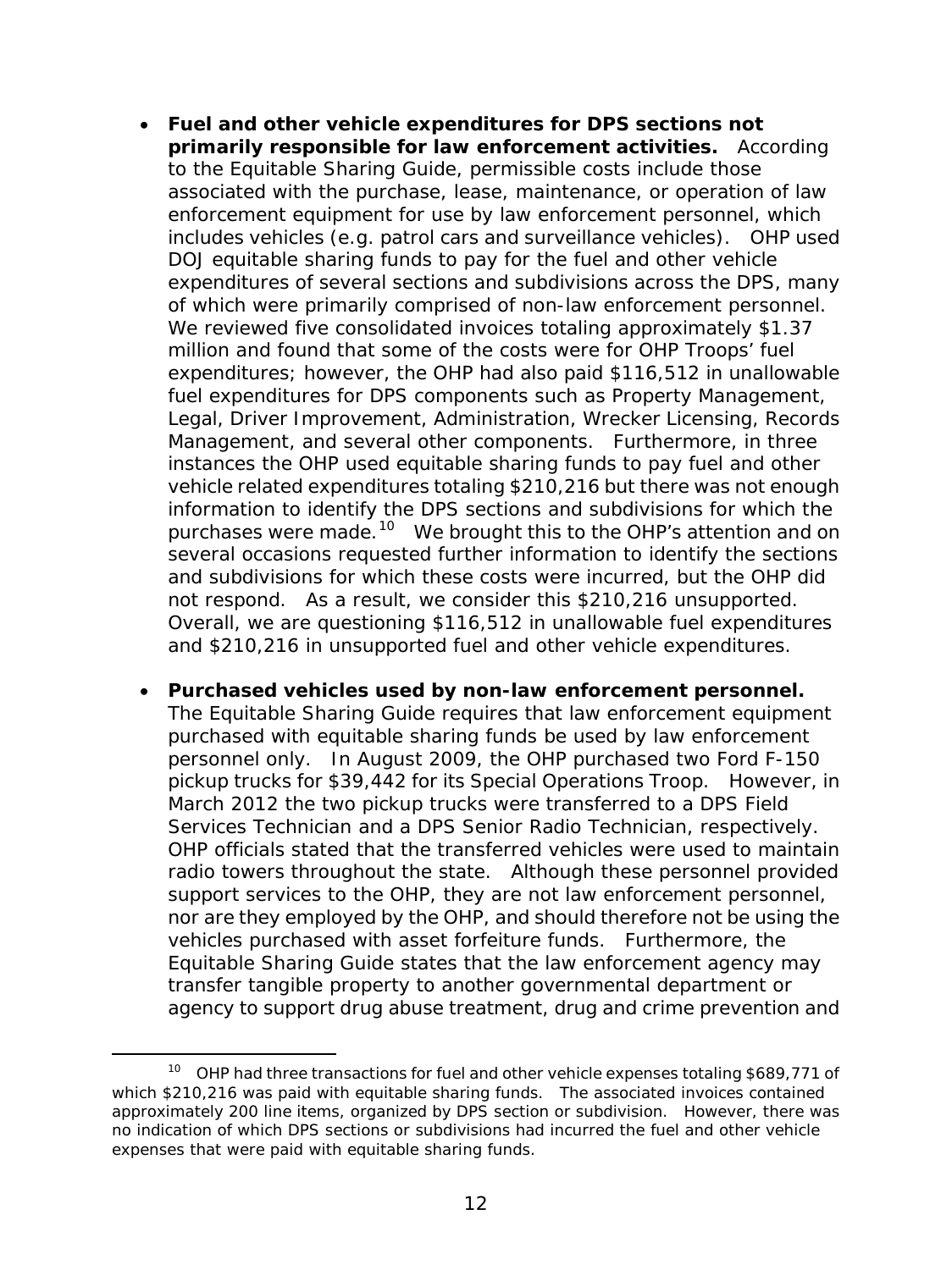- **Fuel and other vehicle expenditures for DPS sections not primarily responsible for law enforcement activities.** According to the Equitable Sharing Guide, permissible costs include those associated with the purchase, lease, maintenance, or operation of law enforcement equipment for use by law enforcement personnel, which includes vehicles (e.g. patrol cars and surveillance vehicles). OHP used DOJ equitable sharing funds to pay for the fuel and other vehicle expenditures of several sections and subdivisions across the DPS, many of which were primarily comprised of non-law enforcement personnel. We reviewed five consolidated invoices totaling approximately $1.37 million and found that some of the costs were for OHP Troops' fuel expenditures; however, the OHP had also paid $116,512 in unallowable fuel expenditures for DPS components such as Property Management, Legal, Driver Improvement, Administration, Wrecker Licensing, Records Management, and several other components. Furthermore, in three instances the OHP used equitable sharing funds to pay fuel and other vehicle related expenditures totaling $210,216 but there was not enough information to identify the DPS sections and subdivisions for which the purchases were made.[10] We brought this to the OHP's attention and on several occasions requested further information to identify the sections and subdivisions for which these costs were incurred, but the OHP did not respond. As a result, we consider this $210,216 unsupported. Overall, we are questioning $116,512 in unallowable fuel expenditures and $210,216 in unsupported fuel and other vehicle expenditures.

- **Purchased vehicles used by non-law enforcement personnel.** The Equitable Sharing Guide requires that law enforcement equipment purchased with equitable sharing funds be used by law enforcement personnel only. In August 2009, the OHP purchased two Ford F-150 pickup trucks for $39,442 for its Special Operations Troop. However, in March 2012 the two pickup trucks were transferred to a DPS Field Services Technician and a DPS Senior Radio Technician, respectively. OHP officials stated that the transferred vehicles were used to maintain radio towers throughout the state. Although these personnel provided support services to the OHP, they are not law enforcement personnel, nor are they employed by the OHP, and should therefore not be using the vehicles purchased with asset forfeiture funds. Furthermore, the Equitable Sharing Guide states that the law enforcement agency may transfer tangible property to another governmental department or agency to support drug abuse treatment, drug and crime prevention and

[10] OHP had three transactions for fuel and other vehicle expenses totaling $689,771 of which $210,216 was paid with equitable sharing funds. The associated invoices contained approximately 200 line items, organized by DPS section or subdivision. However, there was no indication of which DPS sections or subdivisions had incurred the fuel and other vehicle expenses that were paid with equitable sharing funds.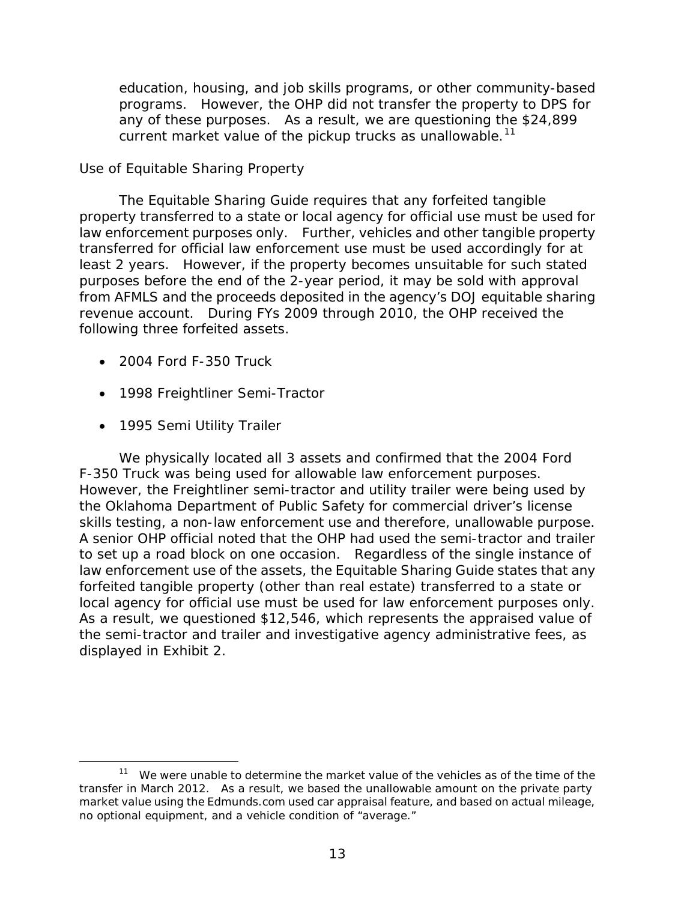education, housing, and job skills programs, or other community-based programs. However, the OHP did not transfer the property to DPS for any of these purposes. As a result, we are questioning the $24,899 current market value of the pickup trucks as unallowable.[11]

### Use of Equitable Sharing Property

The Equitable Sharing Guide requires that any forfeited tangible property transferred to a state or local agency for official use must be used for law enforcement purposes only. Further, vehicles and other tangible property transferred for official law enforcement use must be used accordingly for at least 2 years. However, if the property becomes unsuitable for such stated purposes before the end of the 2-year period, it may be sold with approval from AFMLS and the proceeds deposited in the agency's DOJ equitable sharing revenue account. During FYs 2009 through 2010, the OHP received the following three forfeited assets.

- 2004 Ford F-350 Truck
- 1998 Freightliner Semi-Tractor
- 1995 Semi Utility Trailer

We physically located all 3 assets and confirmed that the 2004 Ford F-350 Truck was being used for allowable law enforcement purposes. However, the Freightliner semi-tractor and utility trailer were being used by the Oklahoma Department of Public Safety for commercial driver's license skills testing, a non-law enforcement use and therefore, unallowable purpose. A senior OHP official noted that the OHP had used the semi-tractor and trailer to set up a road block on one occasion. Regardless of the single instance of law enforcement use of the assets, the Equitable Sharing Guide states that any forfeited tangible property (other than real estate) transferred to a state or local agency for official use must be used for law enforcement purposes only. As a result, we questioned $12,546, which represents the appraised value of the semi-tractor and trailer and investigative agency administrative fees, as displayed in Exhibit 2.

---

[11] We were unable to determine the market value of the vehicles as of the time of the transfer in March 2012. As a result, we based the unallowable amount on the private party market value using the Edmunds.com used car appraisal feature, and based on actual mileage, no optional equipment, and a vehicle condition of "average."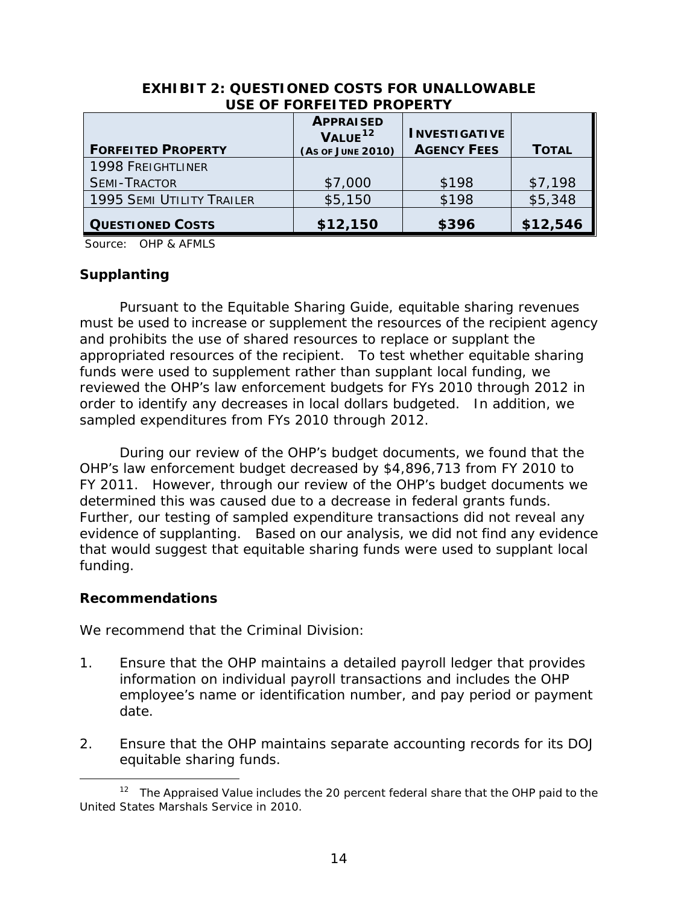**EXHIBIT 2: QUESTIONED COSTS FOR UNALLOWABLE USE OF FORFEITED PROPERTY**

| FORFEITED PROPERTY | APPRAISED VALUE[12] (AS OF JUNE 2010) | INVESTIGATIVE AGENCY FEES | TOTAL |
|---|---|---|---|
| 1998 FREIGHTLINER SEMI-TRACTOR | \$7,000 | \$198 | \$7,198 |
| 1995 SEMI UTILITY TRAILER | \$5,150 | \$198 | \$5,348 |
| **QUESTIONED COSTS** | **\$12,150** | **\$396** | **\$12,546** |

Source: OHP & AFMLS

**Supplanting**

Pursuant to the Equitable Sharing Guide, equitable sharing revenues must be used to increase or supplement the resources of the recipient agency and prohibits the use of shared resources to replace or supplant the appropriated resources of the recipient. To test whether equitable sharing funds were used to supplement rather than supplant local funding, we reviewed the OHP's law enforcement budgets for FYs 2010 through 2012 in order to identify any decreases in local dollars budgeted. In addition, we sampled expenditures from FYs 2010 through 2012.

During our review of the OHP's budget documents, we found that the OHP's law enforcement budget decreased by \$4,896,713 from FY 2010 to FY 2011. However, through our review of the OHP's budget documents we determined this was caused due to a decrease in federal grants funds. Further, our testing of sampled expenditure transactions did not reveal any evidence of supplanting. Based on our analysis, we did not find any evidence that would suggest that equitable sharing funds were used to supplant local funding.

**Recommendations**

We recommend that the Criminal Division:

1. Ensure that the OHP maintains a detailed payroll ledger that provides information on individual payroll transactions and includes the OHP employee's name or identification number, and pay period or payment date.

2. Ensure that the OHP maintains separate accounting records for its DOJ equitable sharing funds.

[12] The Appraised Value includes the 20 percent federal share that the OHP paid to the United States Marshals Service in 2010.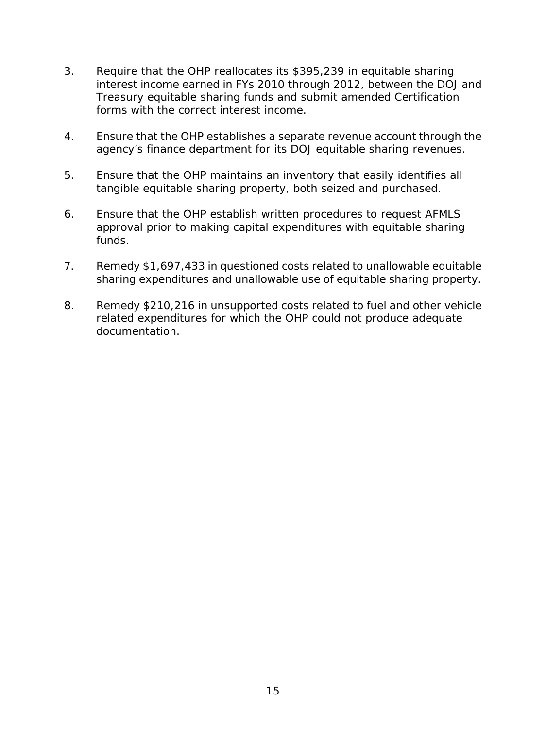3. Require that the OHP reallocates its $395,239 in equitable sharing interest income earned in FYs 2010 through 2012, between the DOJ and Treasury equitable sharing funds and submit amended Certification forms with the correct interest income.

4. Ensure that the OHP establishes a separate revenue account through the agency's finance department for its DOJ equitable sharing revenues.

5. Ensure that the OHP maintains an inventory that easily identifies all tangible equitable sharing property, both seized and purchased.

6. Ensure that the OHP establish written procedures to request AFMLS approval prior to making capital expenditures with equitable sharing funds.

7. Remedy $1,697,433 in questioned costs related to unallowable equitable sharing expenditures and unallowable use of equitable sharing property.

8. Remedy $210,216 in unsupported costs related to fuel and other vehicle related expenditures for which the OHP could not produce adequate documentation.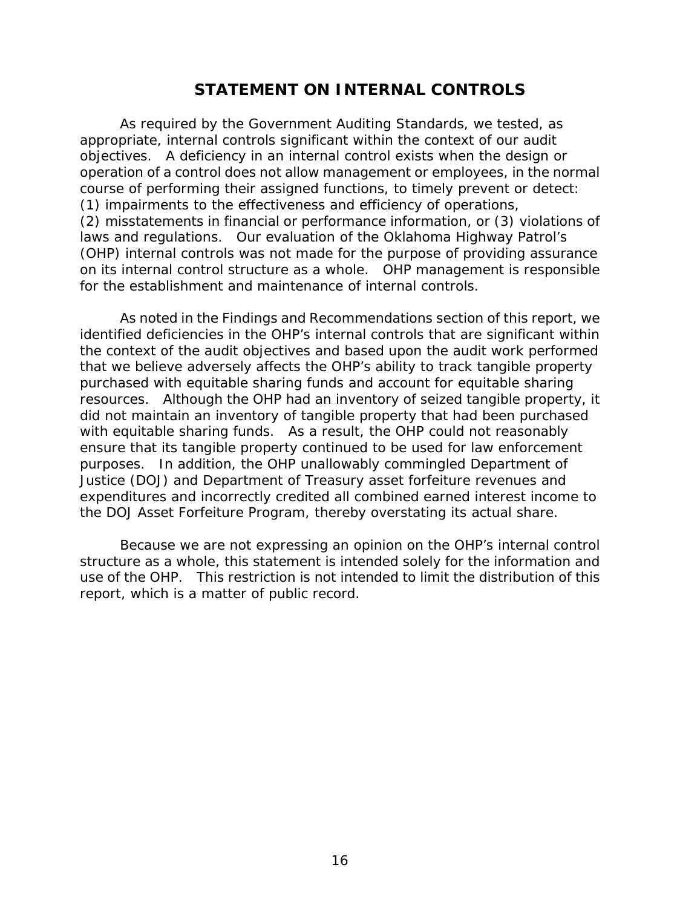## STATEMENT ON INTERNAL CONTROLS

As required by the Government Auditing Standards, we tested, as appropriate, internal controls significant within the context of our audit objectives. A deficiency in an internal control exists when the design or operation of a control does not allow management or employees, in the normal course of performing their assigned functions, to timely prevent or detect: (1) impairments to the effectiveness and efficiency of operations, (2) misstatements in financial or performance information, or (3) violations of laws and regulations. Our evaluation of the Oklahoma Highway Patrol's (OHP) internal controls was not made for the purpose of providing assurance on its internal control structure as a whole. OHP management is responsible for the establishment and maintenance of internal controls.

As noted in the Findings and Recommendations section of this report, we identified deficiencies in the OHP's internal controls that are significant within the context of the audit objectives and based upon the audit work performed that we believe adversely affects the OHP's ability to track tangible property purchased with equitable sharing funds and account for equitable sharing resources. Although the OHP had an inventory of seized tangible property, it did not maintain an inventory of tangible property that had been purchased with equitable sharing funds. As a result, the OHP could not reasonably ensure that its tangible property continued to be used for law enforcement purposes. In addition, the OHP unallowably commingled Department of Justice (DOJ) and Department of Treasury asset forfeiture revenues and expenditures and incorrectly credited all combined earned interest income to the DOJ Asset Forfeiture Program, thereby overstating its actual share.

Because we are not expressing an opinion on the OHP's internal control structure as a whole, this statement is intended solely for the information and use of the OHP. This restriction is not intended to limit the distribution of this report, which is a matter of public record.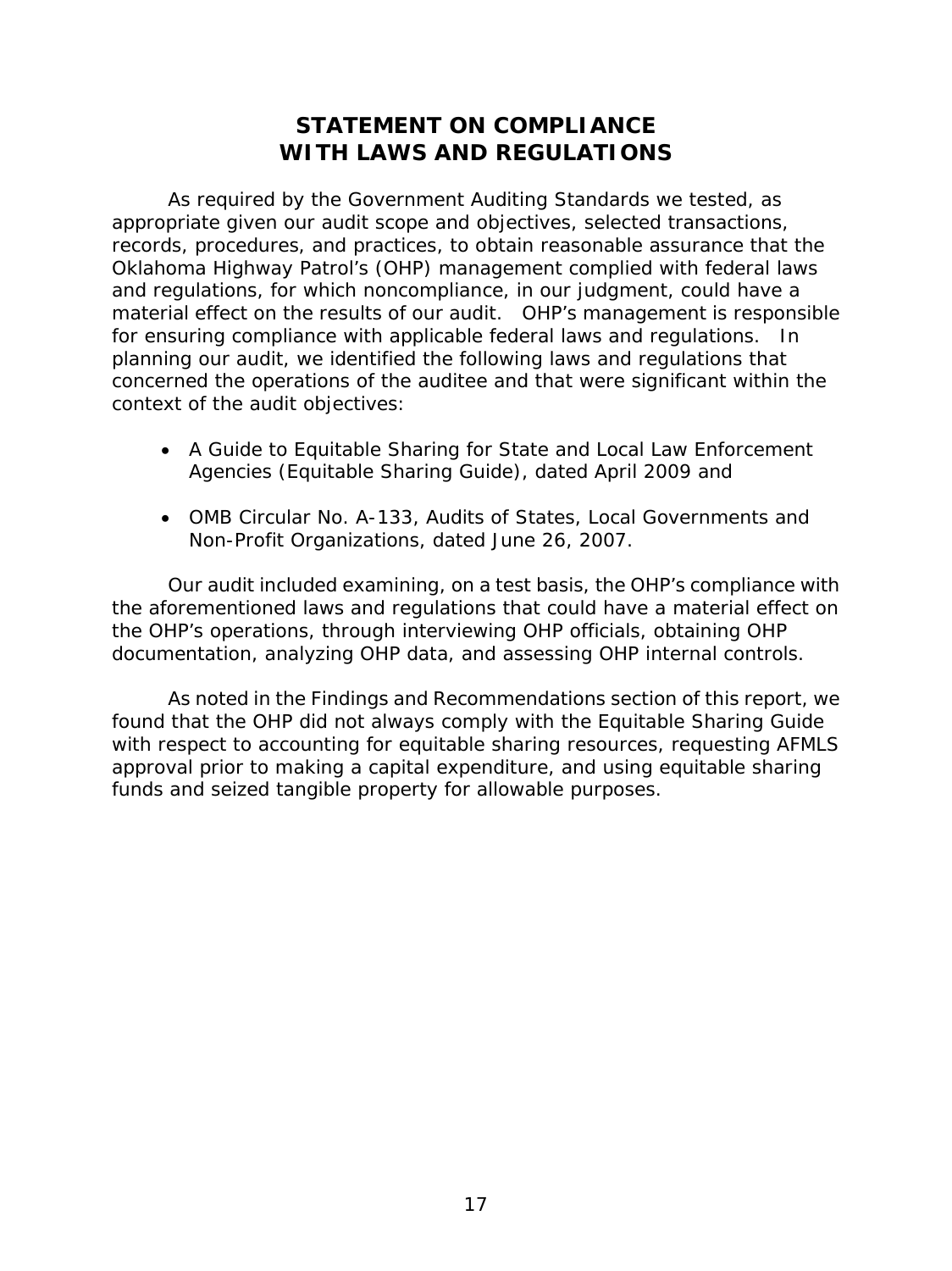# STATEMENT ON COMPLIANCE WITH LAWS AND REGULATIONS

As required by the Government Auditing Standards we tested, as appropriate given our audit scope and objectives, selected transactions, records, procedures, and practices, to obtain reasonable assurance that the Oklahoma Highway Patrol's (OHP) management complied with federal laws and regulations, for which noncompliance, in our judgment, could have a material effect on the results of our audit. OHP's management is responsible for ensuring compliance with applicable federal laws and regulations. In planning our audit, we identified the following laws and regulations that concerned the operations of the auditee and that were significant within the context of the audit objectives:

- A Guide to Equitable Sharing for State and Local Law Enforcement Agencies (Equitable Sharing Guide), dated April 2009 and
- OMB Circular No. A-133, Audits of States, Local Governments and Non-Profit Organizations, dated June 26, 2007.

Our audit included examining, on a test basis, the OHP's compliance with the aforementioned laws and regulations that could have a material effect on the OHP's operations, through interviewing OHP officials, obtaining OHP documentation, analyzing OHP data, and assessing OHP internal controls.

As noted in the Findings and Recommendations section of this report, we found that the OHP did not always comply with the Equitable Sharing Guide with respect to accounting for equitable sharing resources, requesting AFMLS approval prior to making a capital expenditure, and using equitable sharing funds and seized tangible property for allowable purposes.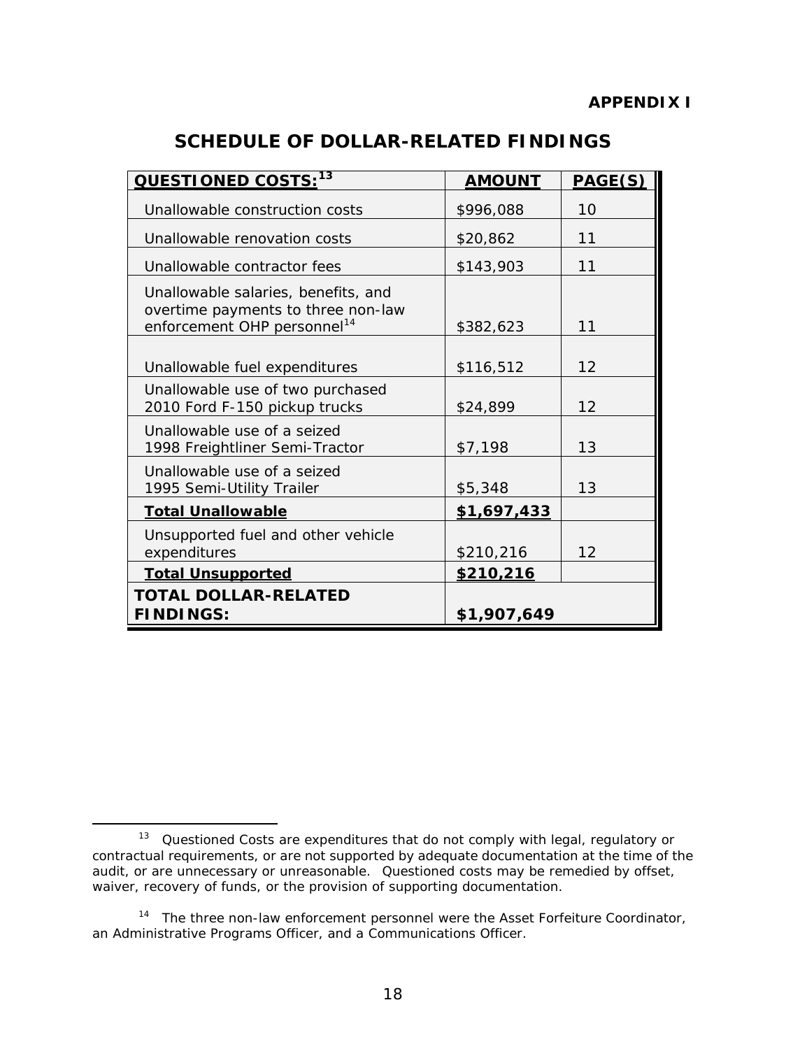**APPENDIX I**

## SCHEDULE OF DOLLAR-RELATED FINDINGS

| QUESTIONED COSTS:[13] | AMOUNT | PAGE(S) |
|---|---|---|
| Unallowable construction costs | $996,088 | 10 |
| Unallowable renovation costs | $20,862 | 11 |
| Unallowable contractor fees | $143,903 | 11 |
| Unallowable salaries, benefits, and overtime payments to three non-law enforcement OHP personnel[14] | $382,623 | 11 |
| Unallowable fuel expenditures | $116,512 | 12 |
| Unallowable use of two purchased 2010 Ford F-150 pickup trucks | $24,899 | 12 |
| Unallowable use of a seized 1998 Freightliner Semi-Tractor | $7,198 | 13 |
| Unallowable use of a seized 1995 Semi-Utility Trailer | $5,348 | 13 |
| **Total Unallowable** | **$1,697,433** | |
| Unsupported fuel and other vehicle expenditures | $210,216 | 12 |
| **Total Unsupported** | **$210,216** | |
| **TOTAL DOLLAR-RELATED FINDINGS:** | **$1,907,649** | |

[13] Questioned Costs are expenditures that do not comply with legal, regulatory or contractual requirements, or are not supported by adequate documentation at the time of the audit, or are unnecessary or unreasonable. Questioned costs may be remedied by offset, waiver, recovery of funds, or the provision of supporting documentation.

[14] The three non-law enforcement personnel were the Asset Forfeiture Coordinator, an Administrative Programs Officer, and a Communications Officer.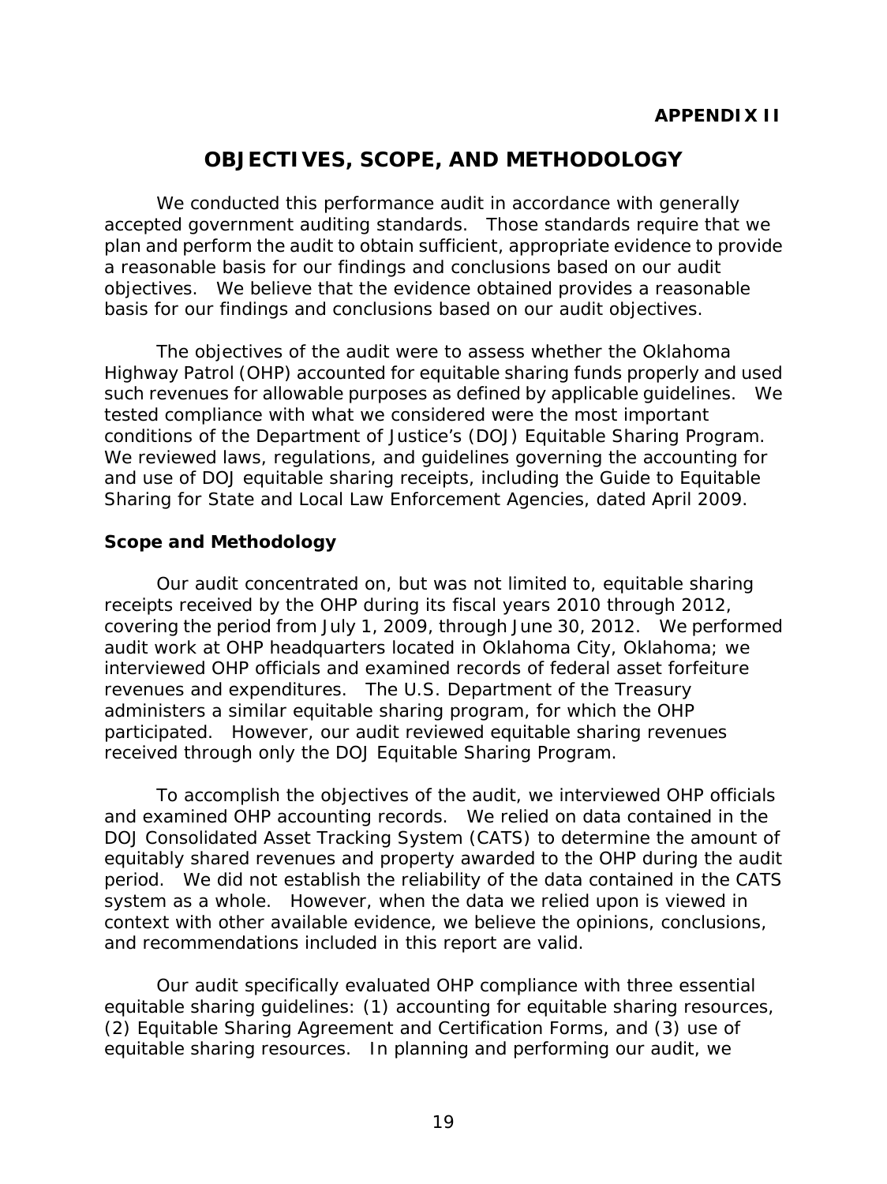**APPENDIX II**

# OBJECTIVES, SCOPE, AND METHODOLOGY

We conducted this performance audit in accordance with generally accepted government auditing standards. Those standards require that we plan and perform the audit to obtain sufficient, appropriate evidence to provide a reasonable basis for our findings and conclusions based on our audit objectives. We believe that the evidence obtained provides a reasonable basis for our findings and conclusions based on our audit objectives.

The objectives of the audit were to assess whether the Oklahoma Highway Patrol (OHP) accounted for equitable sharing funds properly and used such revenues for allowable purposes as defined by applicable guidelines. We tested compliance with what we considered were the most important conditions of the Department of Justice's (DOJ) Equitable Sharing Program. We reviewed laws, regulations, and guidelines governing the accounting for and use of DOJ equitable sharing receipts, including the Guide to Equitable Sharing for State and Local Law Enforcement Agencies, dated April 2009.

## Scope and Methodology

Our audit concentrated on, but was not limited to, equitable sharing receipts received by the OHP during its fiscal years 2010 through 2012, covering the period from July 1, 2009, through June 30, 2012. We performed audit work at OHP headquarters located in Oklahoma City, Oklahoma; we interviewed OHP officials and examined records of federal asset forfeiture revenues and expenditures. The U.S. Department of the Treasury administers a similar equitable sharing program, for which the OHP participated. However, our audit reviewed equitable sharing revenues received through only the DOJ Equitable Sharing Program.

To accomplish the objectives of the audit, we interviewed OHP officials and examined OHP accounting records. We relied on data contained in the DOJ Consolidated Asset Tracking System (CATS) to determine the amount of equitably shared revenues and property awarded to the OHP during the audit period. We did not establish the reliability of the data contained in the CATS system as a whole. However, when the data we relied upon is viewed in context with other available evidence, we believe the opinions, conclusions, and recommendations included in this report are valid.

Our audit specifically evaluated OHP compliance with three essential equitable sharing guidelines: (1) accounting for equitable sharing resources, (2) Equitable Sharing Agreement and Certification Forms, and (3) use of equitable sharing resources. In planning and performing our audit, we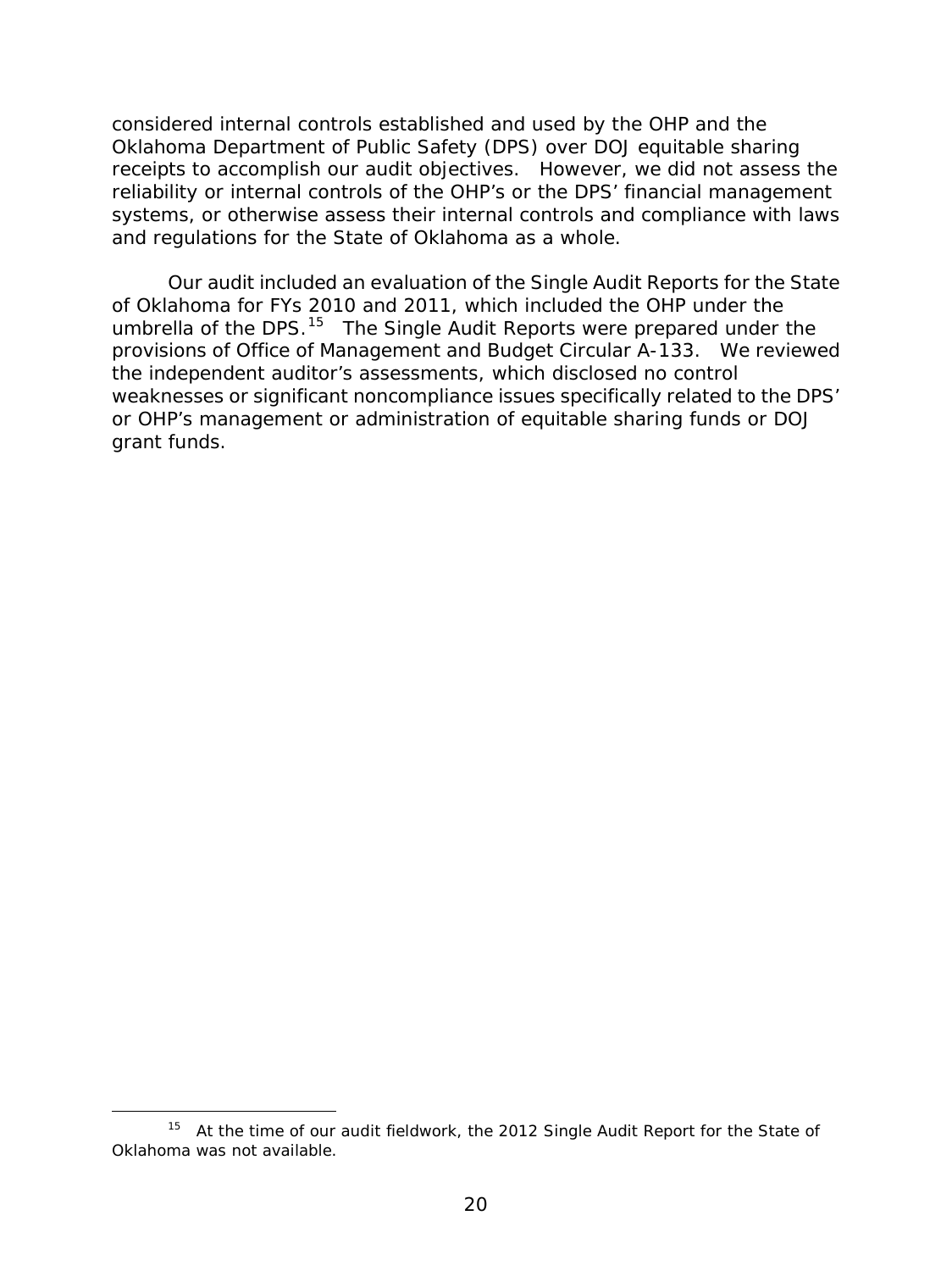considered internal controls established and used by the OHP and the Oklahoma Department of Public Safety (DPS) over DOJ equitable sharing receipts to accomplish our audit objectives. However, we did not assess the reliability or internal controls of the OHP's or the DPS' financial management systems, or otherwise assess their internal controls and compliance with laws and regulations for the State of Oklahoma as a whole.

Our audit included an evaluation of the Single Audit Reports for the State of Oklahoma for FYs 2010 and 2011, which included the OHP under the umbrella of the DPS.[15] The Single Audit Reports were prepared under the provisions of Office of Management and Budget Circular A-133. We reviewed the independent auditor's assessments, which disclosed no control weaknesses or significant noncompliance issues specifically related to the DPS' or OHP's management or administration of equitable sharing funds or DOJ grant funds.

[15] At the time of our audit fieldwork, the 2012 Single Audit Report for the State of Oklahoma was not available.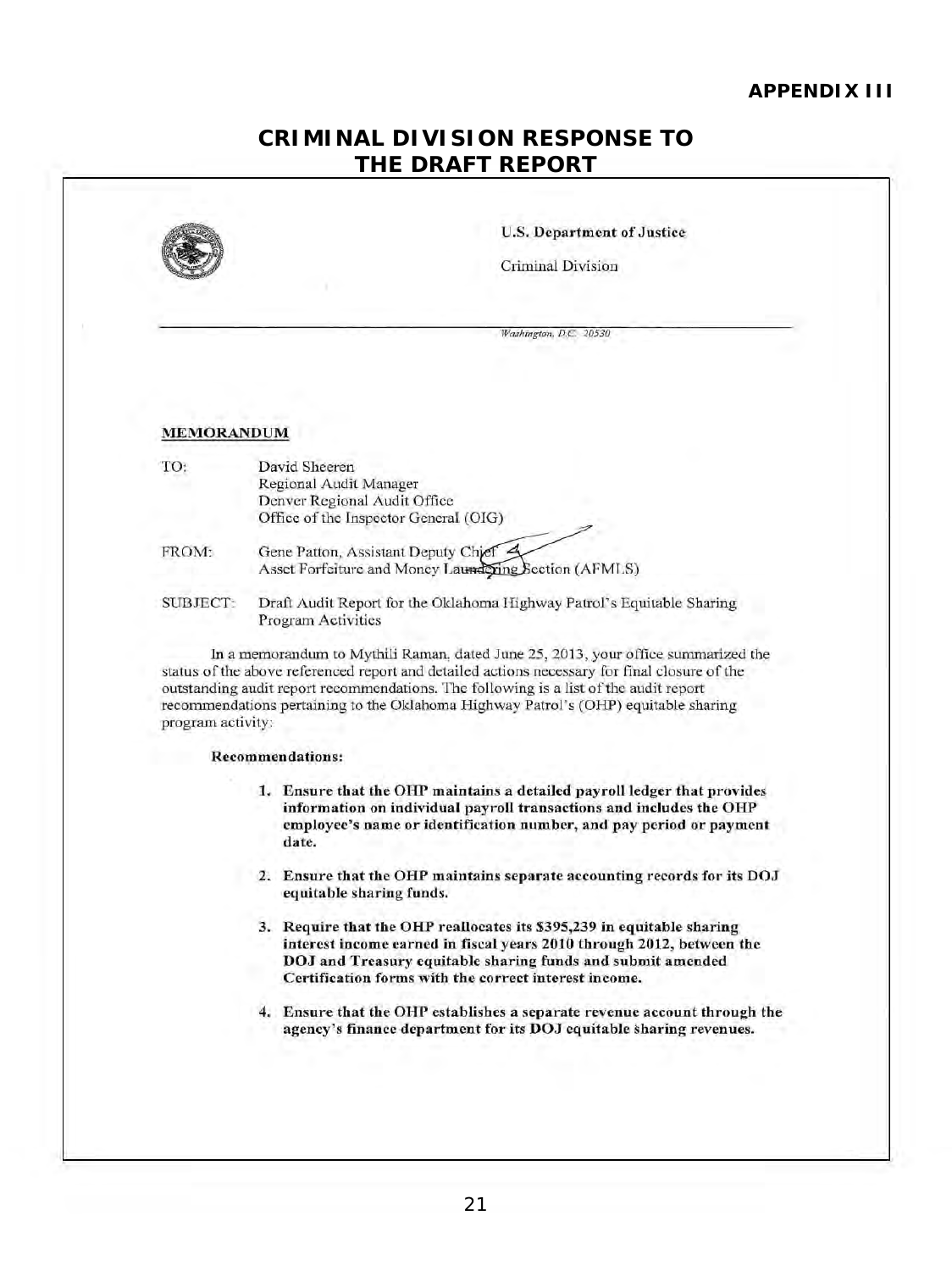**APPENDIX III**

# CRIMINAL DIVISION RESPONSE TO THE DRAFT REPORT

U.S. Department of Justice

Criminal Division

*Washington, D.C. 20530*

**MEMORANDUM**

TO: David Sheeren
Regional Audit Manager
Denver Regional Audit Office
Office of the Inspector General (OIG)

FROM: Gene Patton, Assistant Deputy Chief
Asset Forfeiture and Money Laundering Section (AFMLS)

SUBJECT: Draft Audit Report for the Oklahoma Highway Patrol's Equitable Sharing Program Activities

In a memorandum to Mythili Raman, dated June 25, 2013, your office summarized the status of the above referenced report and detailed actions necessary for final closure of the outstanding audit report recommendations. The following is a list of the audit report recommendations pertaining to the Oklahoma Highway Patrol's (OHP) equitable sharing program activity:

**Recommendations:**

1. **Ensure that the OHP maintains a detailed payroll ledger that provides information on individual payroll transactions and includes the OHP employee's name or identification number, and pay period or payment date.**

2. **Ensure that the OHP maintains separate accounting records for its DOJ equitable sharing funds.**

3. **Require that the OHP reallocates its $395,239 in equitable sharing interest income earned in fiscal years 2010 through 2012, between the DOJ and Treasury equitable sharing funds and submit amended Certification forms with the correct interest income.**

4. **Ensure that the OHP establishes a separate revenue account through the agency's finance department for its DOJ equitable sharing revenues.**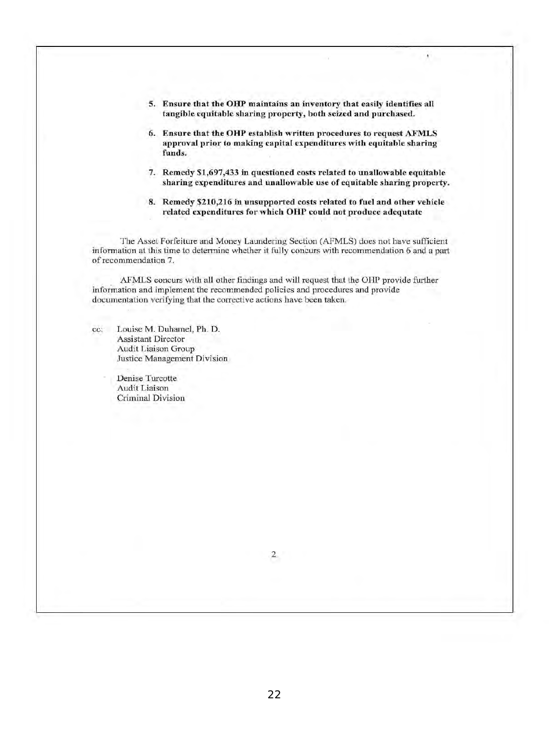5. **Ensure that the OHP maintains an inventory that easily identifies all tangible equitable sharing property, both seized and purchased.**

6. **Ensure that the OHP establish written procedures to request AFMLS approval prior to making capital expenditures with equitable sharing funds.**

7. **Remedy $1,697,433 in questioned costs related to unallowable equitable sharing expenditures and unallowable use of equitable sharing property.**

8. **Remedy $210,216 in unsupported costs related to fuel and other vehicle related expenditures for which OHP could not produce adequtate**

The Asset Forfeiture and Money Laundering Section (AFMLS) does not have sufficient information at this time to determine whether it fully concurs with recommendation 6 and a part of recommendation 7.

AFMLS concurs with all other findings and will request that the OHP provide further information and implement the recommended policies and procedures and provide documentation verifying that the corrective actions have been taken.

cc: Louise M. Duhamel, Ph. D.
Assistant Director
Audit Liaison Group
Justice Management Division

Denise Turcotte
Audit Liaison
Criminal Division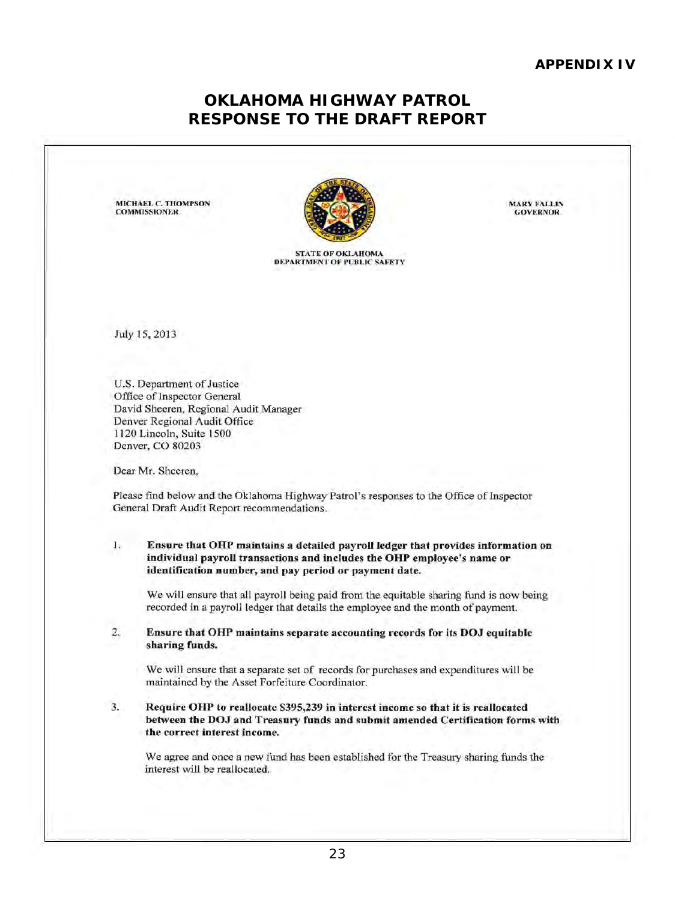**APPENDIX IV**

# OKLAHOMA HIGHWAY PATROL RESPONSE TO THE DRAFT REPORT

MICHAEL C. THOMPSON
COMMISSIONER

MARY FALLIN
GOVERNOR

STATE OF OKLAHOMA
DEPARTMENT OF PUBLIC SAFETY

July 15, 2013

U.S. Department of Justice
Office of Inspector General
David Sheeren, Regional Audit Manager
Denver Regional Audit Office
1120 Lincoln, Suite 1500
Denver, CO 80203

Dear Mr. Sheeren,

Please find below and the Oklahoma Highway Patrol's responses to the Office of Inspector General Draft Audit Report recommendations.

1. **Ensure that OHP maintains a detailed payroll ledger that provides information on individual payroll transactions and includes the OHP employee's name or identification number, and pay period or payment date.**

   We will ensure that all payroll being paid from the equitable sharing fund is now being recorded in a payroll ledger that details the employee and the month of payment.

2. **Ensure that OHP maintains separate accounting records for its DOJ equitable sharing funds.**

   We will ensure that a separate set of records for purchases and expenditures will be maintained by the Asset Forfeiture Coordinator.

3. **Require OHP to reallocate $395,239 in interest income so that it is reallocated between the DOJ and Treasury funds and submit amended Certification forms with the correct interest income.**

   We agree and once a new fund has been established for the Treasury sharing funds the interest will be reallocated.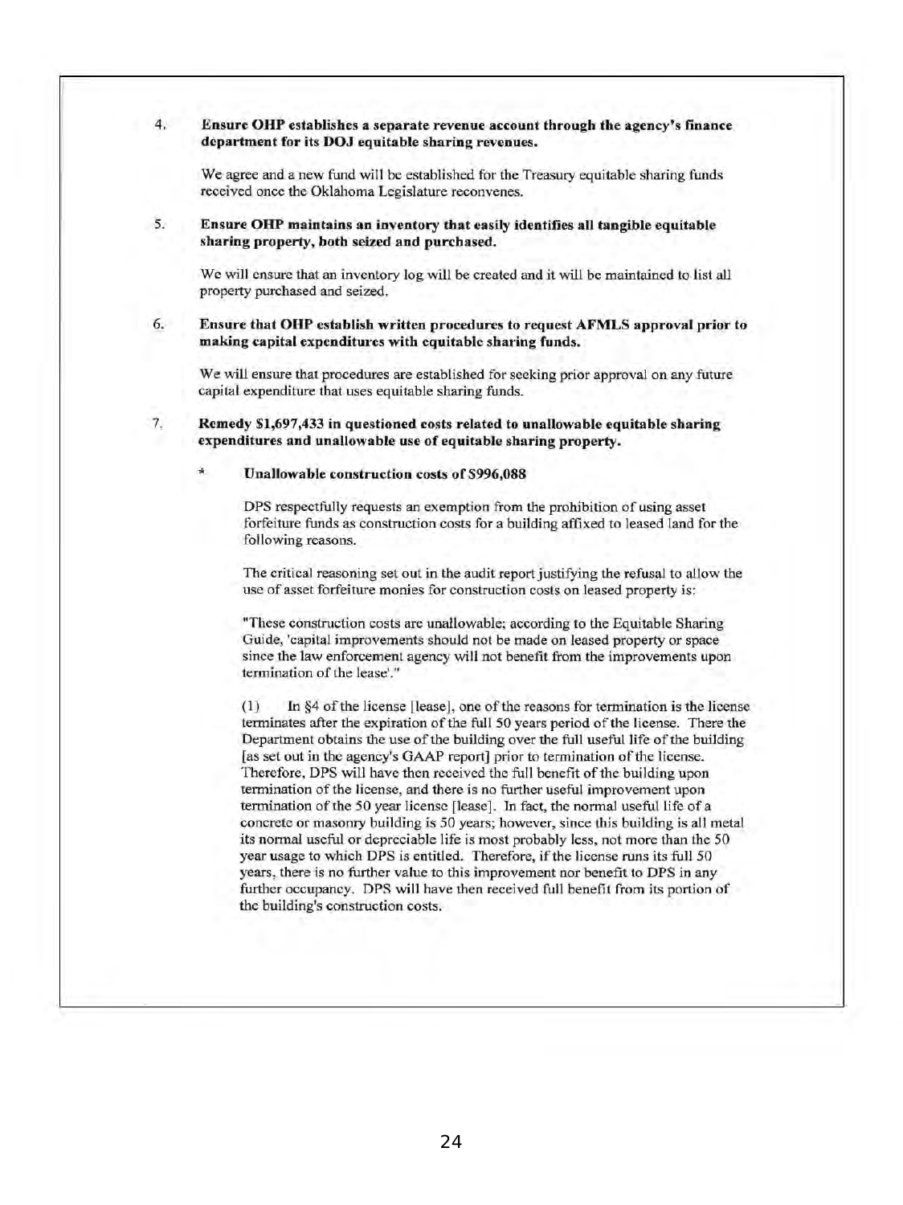4. **Ensure OHP establishes a separate revenue account through the agency's finance department for its DOJ equitable sharing revenues.**

   We agree and a new fund will be established for the Treasury equitable sharing funds received once the Oklahoma Legislature reconvenes.

5. **Ensure OHP maintains an inventory that easily identifies all tangible equitable sharing property, both seized and purchased.**

   We will ensure that an inventory log will be created and it will be maintained to list all property purchased and seized.

6. **Ensure that OHP establish written procedures to request AFMLS approval prior to making capital expenditures with equitable sharing funds.**

   We will ensure that procedures are established for seeking prior approval on any future capital expenditure that uses equitable sharing funds.

7. **Remedy $1,697,433 in questioned costs related to unallowable equitable sharing expenditures and unallowable use of equitable sharing property.**

   * **Unallowable construction costs of $996,088**

     DPS respectfully requests an exemption from the prohibition of using asset forfeiture funds as construction costs for a building affixed to leased land for the following reasons.

     The critical reasoning set out in the audit report justifying the refusal to allow the use of asset forfeiture monies for construction costs on leased property is:

     "These construction costs are unallowable; according to the Equitable Sharing Guide, 'capital improvements should not be made on leased property or space since the law enforcement agency will not benefit from the improvements upon termination of the lease'."

     (1) In §4 of the license [lease], one of the reasons for termination is the license terminates after the expiration of the full 50 years period of the license. There the Department obtains the use of the building over the full useful life of the building [as set out in the agency's GAAP report] prior to termination of the license. Therefore, DPS will have then received the full benefit of the building upon termination of the license, and there is no further useful improvement upon termination of the 50 year license [lease]. In fact, the normal useful life of a concrete or masonry building is 50 years; however, since this building is all metal its normal useful or depreciable life is most probably less, not more than the 50 year usage to which DPS is entitled. Therefore, if the license runs its full 50 years, there is no further value to this improvement nor benefit to DPS in any further occupancy. DPS will have then received full benefit from its portion of the building's construction costs.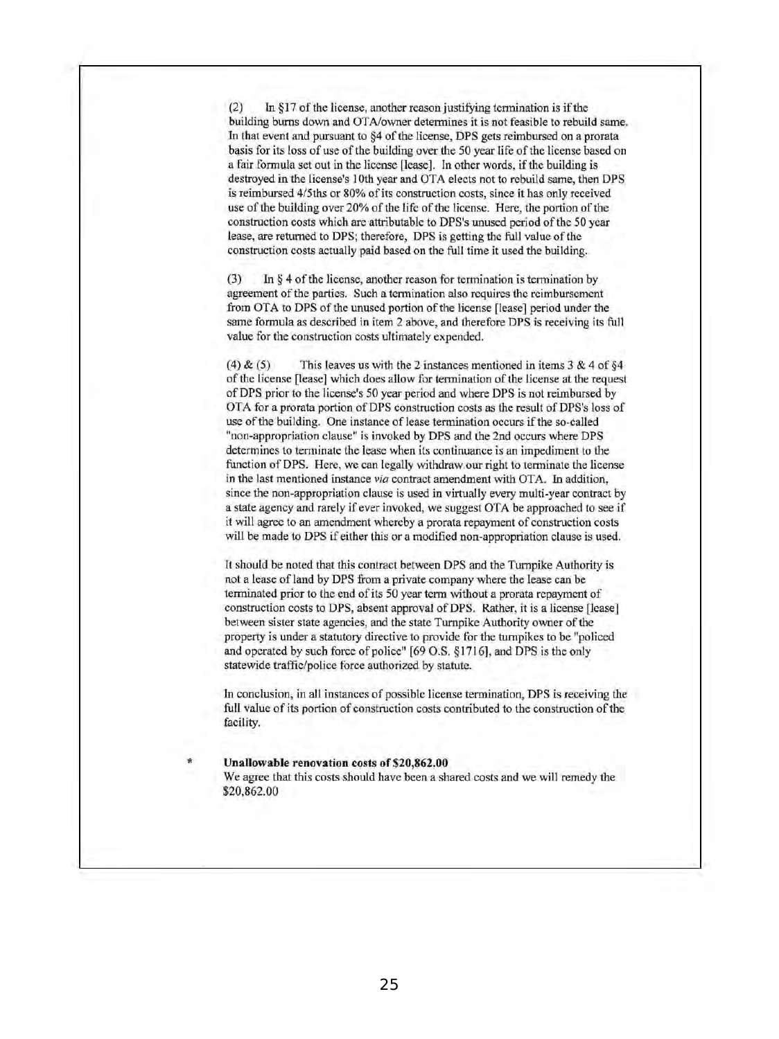(2) In §17 of the license, another reason justifying termination is if the building burns down and OTA/owner determines it is not feasible to rebuild same. In that event and pursuant to §4 of the license, DPS gets reimbursed on a prorata basis for its loss of use of the building over the 50 year life of the license based on a fair formula set out in the license [lease]. In other words, if the building is destroyed in the license's 10th year and OTA elects not to rebuild same, then DPS is reimbursed 4/5ths or 80% of its construction costs, since it has only received use of the building over 20% of the life of the license. Here, the portion of the construction costs which are attributable to DPS's unused period of the 50 year lease, are returned to DPS; therefore, DPS is getting the full value of the construction costs actually paid based on the full time it used the building.

(3) In § 4 of the license, another reason for termination is termination by agreement of the parties. Such a termination also requires the reimbursement from OTA to DPS of the unused portion of the license [lease] period under the same formula as described in item 2 above, and therefore DPS is receiving its full value for the construction costs ultimately expended.

(4) & (5) This leaves us with the 2 instances mentioned in items 3 & 4 of §4 of the license [lease] which does allow for termination of the license at the request of DPS prior to the license's 50 year period and where DPS is not reimbursed by OTA for a prorata portion of DPS construction costs as the result of DPS's loss of use of the building. One instance of lease termination occurs if the so-called "non-appropriation clause" is invoked by DPS and the 2nd occurs where DPS determines to terminate the lease when its continuance is an impediment to the function of DPS. Here, we can legally withdraw our right to terminate the license in the last mentioned instance *via* contract amendment with OTA. In addition, since the non-appropriation clause is used in virtually every multi-year contract by a state agency and rarely if ever invoked, we suggest OTA be approached to see if it will agree to an amendment whereby a prorata repayment of construction costs will be made to DPS if either this or a modified non-appropriation clause is used.

It should be noted that this contract between DPS and the Turnpike Authority is not a lease of land by DPS from a private company where the lease can be terminated prior to the end of its 50 year term without a prorata repayment of construction costs to DPS, absent approval of DPS. Rather, it is a license [lease] between sister state agencies, and the state Turnpike Authority owner of the property is under a statutory directive to provide for the turnpikes to be "policed and operated by such force of police" [69 O.S. §1716], and DPS is the only statewide traffic/police force authorized by statute.

In conclusion, in all instances of possible license termination, DPS is receiving the full value of its portion of construction costs contributed to the construction of the facility.

* **Unallowable renovation costs of $20,862.00**
  We agree that this costs should have been a shared costs and we will remedy the $20,862.00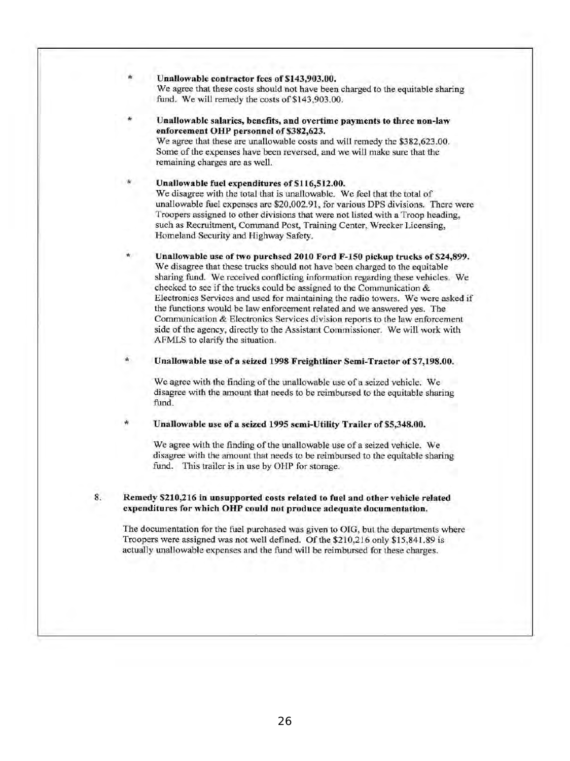* **Unallowable contractor fees of $143,903.00.**
  We agree that these costs should not have been charged to the equitable sharing fund. We will remedy the costs of $143,903.00.

* **Unallowable salaries, benefits, and overtime payments to three non-law enforcement OHP personnel of $382,623.**
  We agree that these are unallowable costs and will remedy the $382,623.00. Some of the expenses have been reversed, and we will make sure that the remaining charges are as well.

* **Unallowable fuel expenditures of $116,512.00.**
  We disagree with the total that is unallowable. We feel that the total of unallowable fuel expenses are $20,002.91, for various DPS divisions. There were Troopers assigned to other divisions that were not listed with a Troop heading, such as Recruitment, Command Post, Training Center, Wrecker Licensing, Homeland Security and Highway Safety.

* **Unallowable use of two purchsed 2010 Ford F-150 pickup trucks of $24,899.**
  We disagree that these trucks should not have been charged to the equitable sharing fund. We received conflicting information regarding these vehicles. We checked to see if the trucks could be assigned to the Communication & Electronics Services and used for maintaining the radio towers. We were asked if the functions would be law enforcement related and we answered yes. The Communication & Electronics Services division reports to the law enforcement side of the agency, directly to the Assistant Commissioner. We will work with AFMLS to clarify the situation.

* **Unallowable use of a seized 1998 Freightliner Semi-Tractor of $7,198.00.**

  We agree with the finding of the unallowable use of a seized vehicle. We disagree with the amount that needs to be reimbursed to the equitable sharing fund.

* **Unallowable use of a seized 1995 semi-Utility Trailer of $5,348.00.**

  We agree with the finding of the unallowable use of a seized vehicle. We disagree with the amount that needs to be reimbursed to the equitable sharing fund. This trailer is in use by OHP for storage.

8. **Remedy $210,216 in unsupported costs related to fuel and other vehicle related expenditures for which OHP could not produce adequate documentation.**

   The documentation for the fuel purchased was given to OIG, but the departments where Troopers were assigned was not well defined. Of the $210,216 only $15,841.89 is actually unallowable expenses and the fund will be reimbursed for these charges.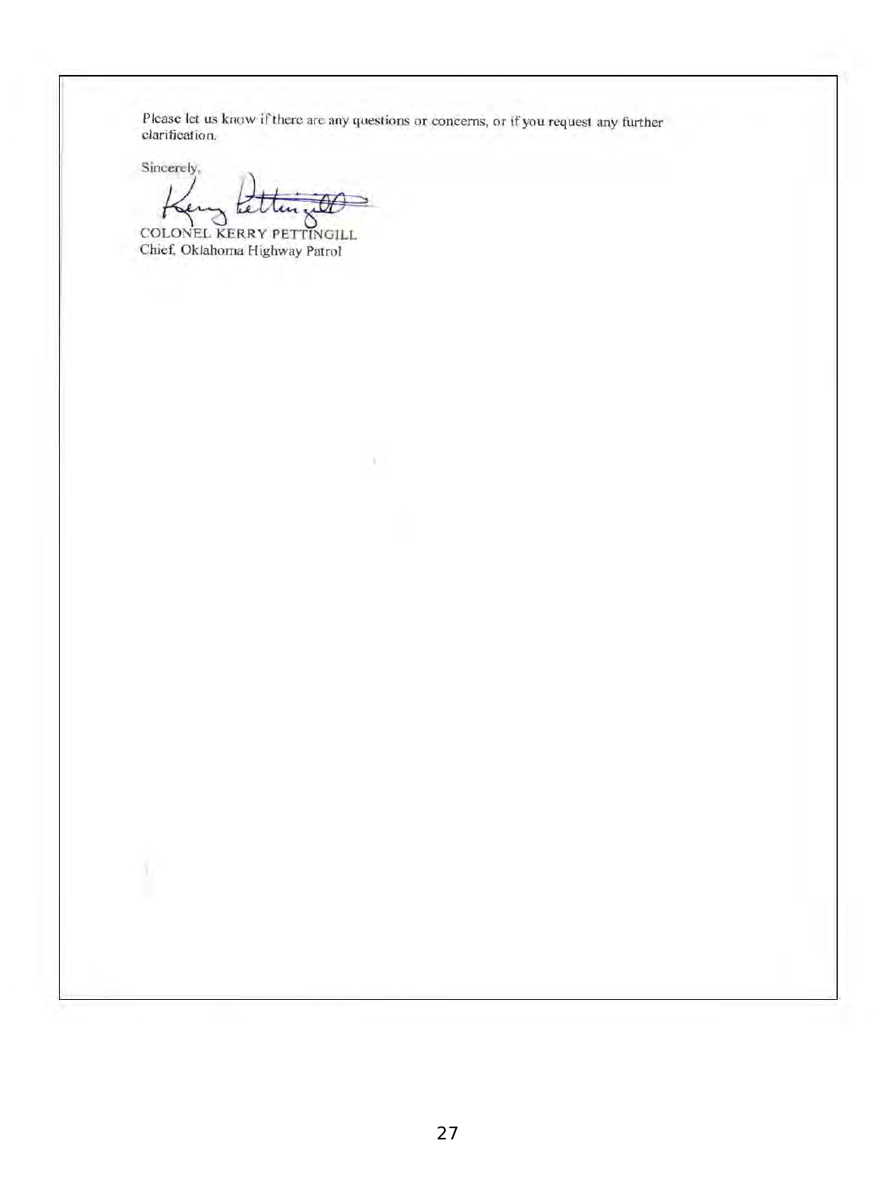Please let us know if there are any questions or concerns, or if you request any further clarification.

Sincerely,

COLONEL KERRY PETTINGILL
Chief, Oklahoma Highway Patrol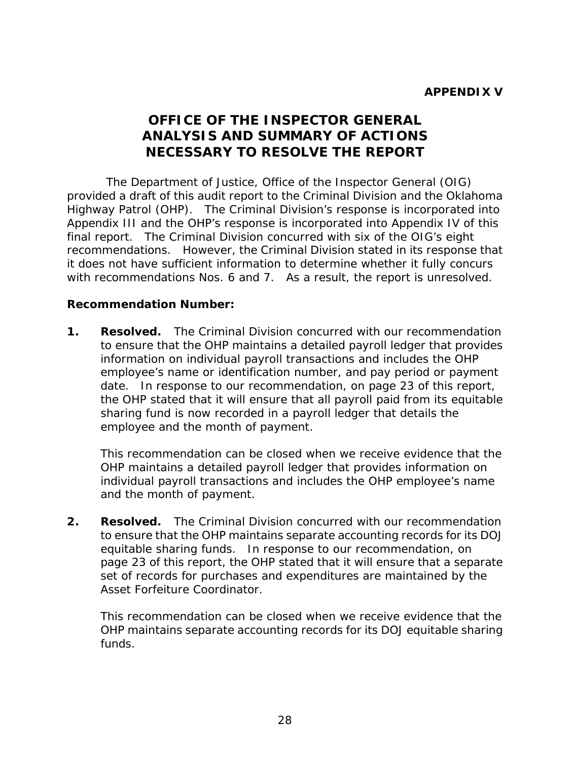**APPENDIX V**

# OFFICE OF THE INSPECTOR GENERAL ANALYSIS AND SUMMARY OF ACTIONS NECESSARY TO RESOLVE THE REPORT

The Department of Justice, Office of the Inspector General (OIG) provided a draft of this audit report to the Criminal Division and the Oklahoma Highway Patrol (OHP). The Criminal Division's response is incorporated into Appendix III and the OHP's response is incorporated into Appendix IV of this final report. The Criminal Division concurred with six of the OIG's eight recommendations. However, the Criminal Division stated in its response that it does not have sufficient information to determine whether it fully concurs with recommendations Nos. 6 and 7. As a result, the report is unresolved.

**Recommendation Number:**

1. **Resolved.** The Criminal Division concurred with our recommendation to ensure that the OHP maintains a detailed payroll ledger that provides information on individual payroll transactions and includes the OHP employee's name or identification number, and pay period or payment date. In response to our recommendation, on page 23 of this report, the OHP stated that it will ensure that all payroll paid from its equitable sharing fund is now recorded in a payroll ledger that details the employee and the month of payment.

   This recommendation can be closed when we receive evidence that the OHP maintains a detailed payroll ledger that provides information on individual payroll transactions and includes the OHP employee's name and the month of payment.

2. **Resolved.** The Criminal Division concurred with our recommendation to ensure that the OHP maintains separate accounting records for its DOJ equitable sharing funds. In response to our recommendation, on page 23 of this report, the OHP stated that it will ensure that a separate set of records for purchases and expenditures are maintained by the Asset Forfeiture Coordinator.

   This recommendation can be closed when we receive evidence that the OHP maintains separate accounting records for its DOJ equitable sharing funds.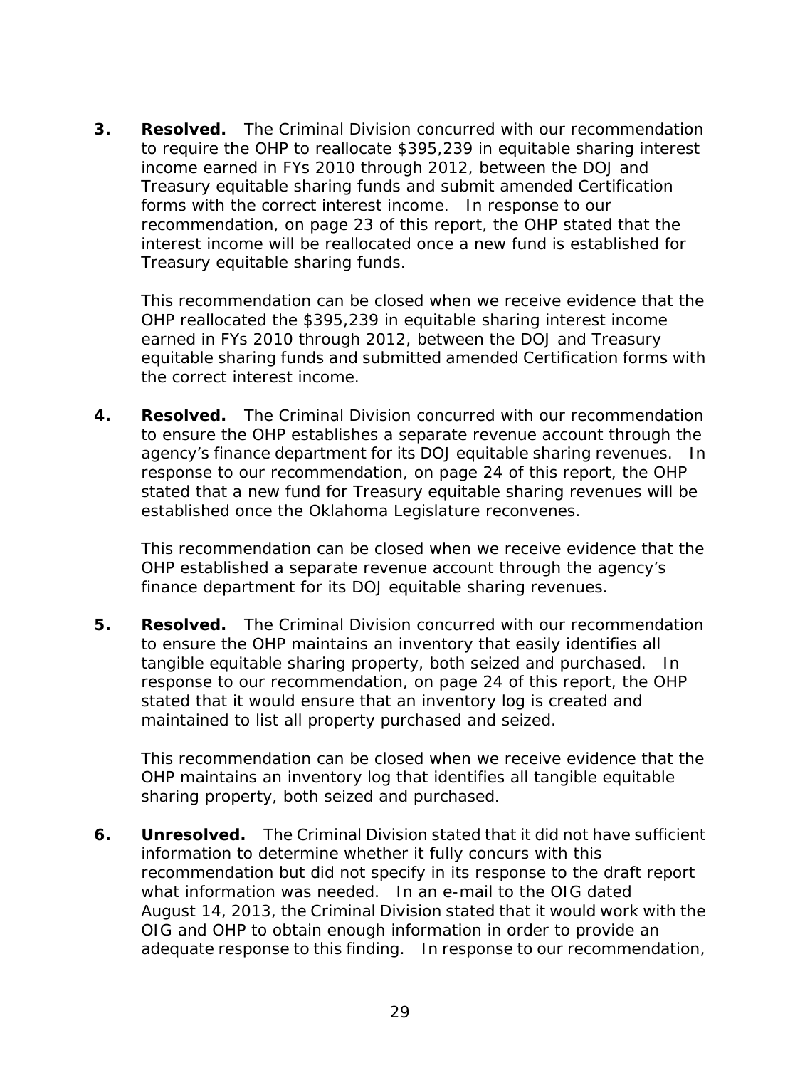3. **Resolved.** The Criminal Division concurred with our recommendation to require the OHP to reallocate $395,239 in equitable sharing interest income earned in FYs 2010 through 2012, between the DOJ and Treasury equitable sharing funds and submit amended Certification forms with the correct interest income. In response to our recommendation, on page 23 of this report, the OHP stated that the interest income will be reallocated once a new fund is established for Treasury equitable sharing funds.

   This recommendation can be closed when we receive evidence that the OHP reallocated the $395,239 in equitable sharing interest income earned in FYs 2010 through 2012, between the DOJ and Treasury equitable sharing funds and submitted amended Certification forms with the correct interest income.

4. **Resolved.** The Criminal Division concurred with our recommendation to ensure the OHP establishes a separate revenue account through the agency's finance department for its DOJ equitable sharing revenues. In response to our recommendation, on page 24 of this report, the OHP stated that a new fund for Treasury equitable sharing revenues will be established once the Oklahoma Legislature reconvenes.

   This recommendation can be closed when we receive evidence that the OHP established a separate revenue account through the agency's finance department for its DOJ equitable sharing revenues.

5. **Resolved.** The Criminal Division concurred with our recommendation to ensure the OHP maintains an inventory that easily identifies all tangible equitable sharing property, both seized and purchased. In response to our recommendation, on page 24 of this report, the OHP stated that it would ensure that an inventory log is created and maintained to list all property purchased and seized.

   This recommendation can be closed when we receive evidence that the OHP maintains an inventory log that identifies all tangible equitable sharing property, both seized and purchased.

6. **Unresolved.** The Criminal Division stated that it did not have sufficient information to determine whether it fully concurs with this recommendation but did not specify in its response to the draft report what information was needed. In an e-mail to the OIG dated August 14, 2013, the Criminal Division stated that it would work with the OIG and OHP to obtain enough information in order to provide an adequate response to this finding. In response to our recommendation,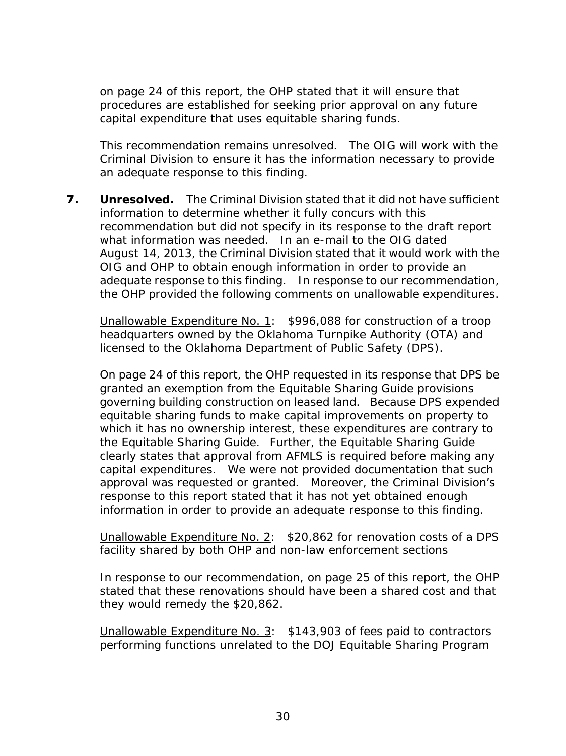on page 24 of this report, the OHP stated that it will ensure that procedures are established for seeking prior approval on any future capital expenditure that uses equitable sharing funds.

This recommendation remains unresolved. The OIG will work with the Criminal Division to ensure it has the information necessary to provide an adequate response to this finding.

7. **Unresolved.** The Criminal Division stated that it did not have sufficient information to determine whether it fully concurs with this recommendation but did not specify in its response to the draft report what information was needed. In an e-mail to the OIG dated August 14, 2013, the Criminal Division stated that it would work with the OIG and OHP to obtain enough information in order to provide an adequate response to this finding. In response to our recommendation, the OHP provided the following comments on unallowable expenditures.

   <u>Unallowable Expenditure No. 1</u>: $996,088 for construction of a troop headquarters owned by the Oklahoma Turnpike Authority (OTA) and licensed to the Oklahoma Department of Public Safety (DPS).

   On page 24 of this report, the OHP requested in its response that DPS be granted an exemption from the Equitable Sharing Guide provisions governing building construction on leased land. Because DPS expended equitable sharing funds to make capital improvements on property to which it has no ownership interest, these expenditures are contrary to the Equitable Sharing Guide. Further, the Equitable Sharing Guide clearly states that approval from AFMLS is required before making any capital expenditures. We were not provided documentation that such approval was requested or granted. Moreover, the Criminal Division's response to this report stated that it has not yet obtained enough information in order to provide an adequate response to this finding.

   <u>Unallowable Expenditure No. 2</u>: $20,862 for renovation costs of a DPS facility shared by both OHP and non-law enforcement sections

   In response to our recommendation, on page 25 of this report, the OHP stated that these renovations should have been a shared cost and that they would remedy the $20,862.

   <u>Unallowable Expenditure No. 3</u>: $143,903 of fees paid to contractors performing functions unrelated to the DOJ Equitable Sharing Program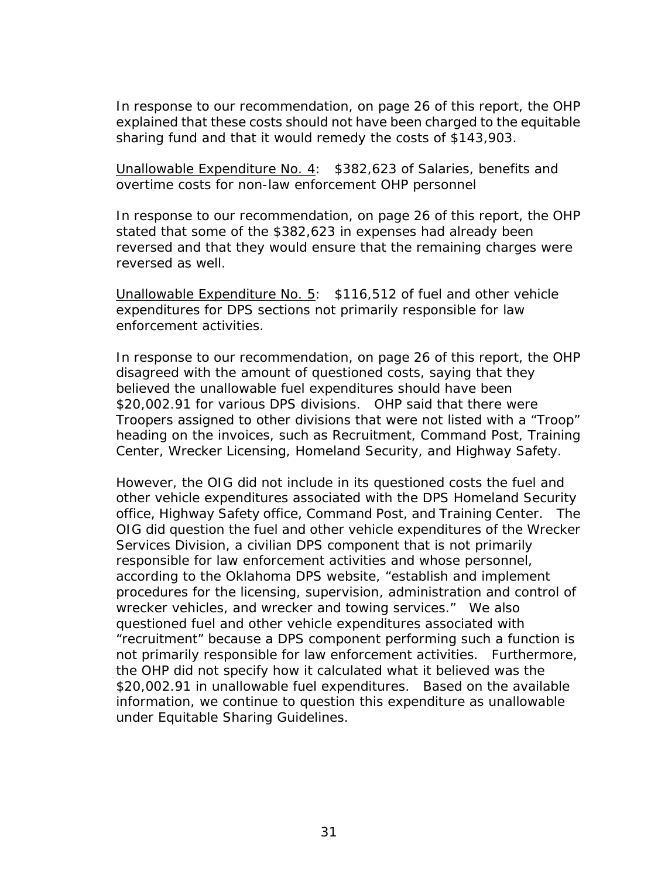In response to our recommendation, on page 26 of this report, the OHP explained that these costs should not have been charged to the equitable sharing fund and that it would remedy the costs of $143,903.

<u>Unallowable Expenditure No. 4</u>: $382,623 of Salaries, benefits and overtime costs for non-law enforcement OHP personnel

In response to our recommendation, on page 26 of this report, the OHP stated that some of the $382,623 in expenses had already been reversed and that they would ensure that the remaining charges were reversed as well.

<u>Unallowable Expenditure No. 5</u>: $116,512 of fuel and other vehicle expenditures for DPS sections not primarily responsible for law enforcement activities.

In response to our recommendation, on page 26 of this report, the OHP disagreed with the amount of questioned costs, saying that they believed the unallowable fuel expenditures should have been $20,002.91 for various DPS divisions. OHP said that there were Troopers assigned to other divisions that were not listed with a "Troop" heading on the invoices, such as Recruitment, Command Post, Training Center, Wrecker Licensing, Homeland Security, and Highway Safety.

However, the OIG did not include in its questioned costs the fuel and other vehicle expenditures associated with the DPS Homeland Security office, Highway Safety office, Command Post, and Training Center. The OIG did question the fuel and other vehicle expenditures of the Wrecker Services Division, a civilian DPS component that is not primarily responsible for law enforcement activities and whose personnel, according to the Oklahoma DPS website, "establish and implement procedures for the licensing, supervision, administration and control of wrecker vehicles, and wrecker and towing services." We also questioned fuel and other vehicle expenditures associated with "recruitment" because a DPS component performing such a function is not primarily responsible for law enforcement activities. Furthermore, the OHP did not specify how it calculated what it believed was the $20,002.91 in unallowable fuel expenditures. Based on the available information, we continue to question this expenditure as unallowable under Equitable Sharing Guidelines.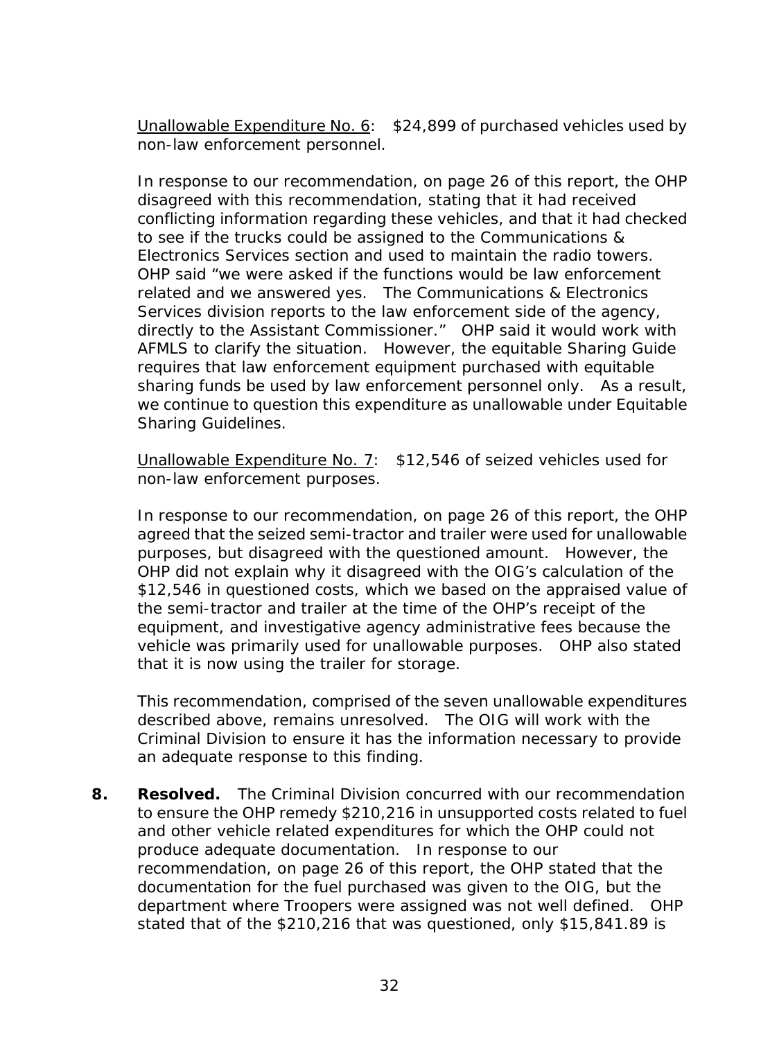Unallowable Expenditure No. 6: $24,899 of purchased vehicles used by non-law enforcement personnel.

In response to our recommendation, on page 26 of this report, the OHP disagreed with this recommendation, stating that it had received conflicting information regarding these vehicles, and that it had checked to see if the trucks could be assigned to the Communications & Electronics Services section and used to maintain the radio towers. OHP said "we were asked if the functions would be law enforcement related and we answered yes. The Communications & Electronics Services division reports to the law enforcement side of the agency, directly to the Assistant Commissioner." OHP said it would work with AFMLS to clarify the situation. However, the equitable Sharing Guide requires that law enforcement equipment purchased with equitable sharing funds be used by law enforcement personnel only. As a result, we continue to question this expenditure as unallowable under Equitable Sharing Guidelines.

Unallowable Expenditure No. 7: $12,546 of seized vehicles used for non-law enforcement purposes.

In response to our recommendation, on page 26 of this report, the OHP agreed that the seized semi-tractor and trailer were used for unallowable purposes, but disagreed with the questioned amount. However, the OHP did not explain why it disagreed with the OIG's calculation of the $12,546 in questioned costs, which we based on the appraised value of the semi-tractor and trailer at the time of the OHP's receipt of the equipment, and investigative agency administrative fees because the vehicle was primarily used for unallowable purposes. OHP also stated that it is now using the trailer for storage.

This recommendation, comprised of the seven unallowable expenditures described above, remains unresolved. The OIG will work with the Criminal Division to ensure it has the information necessary to provide an adequate response to this finding.

**8. Resolved.** The Criminal Division concurred with our recommendation to ensure the OHP remedy $210,216 in unsupported costs related to fuel and other vehicle related expenditures for which the OHP could not produce adequate documentation. In response to our recommendation, on page 26 of this report, the OHP stated that the documentation for the fuel purchased was given to the OIG, but the department where Troopers were assigned was not well defined. OHP stated that of the $210,216 that was questioned, only $15,841.89 is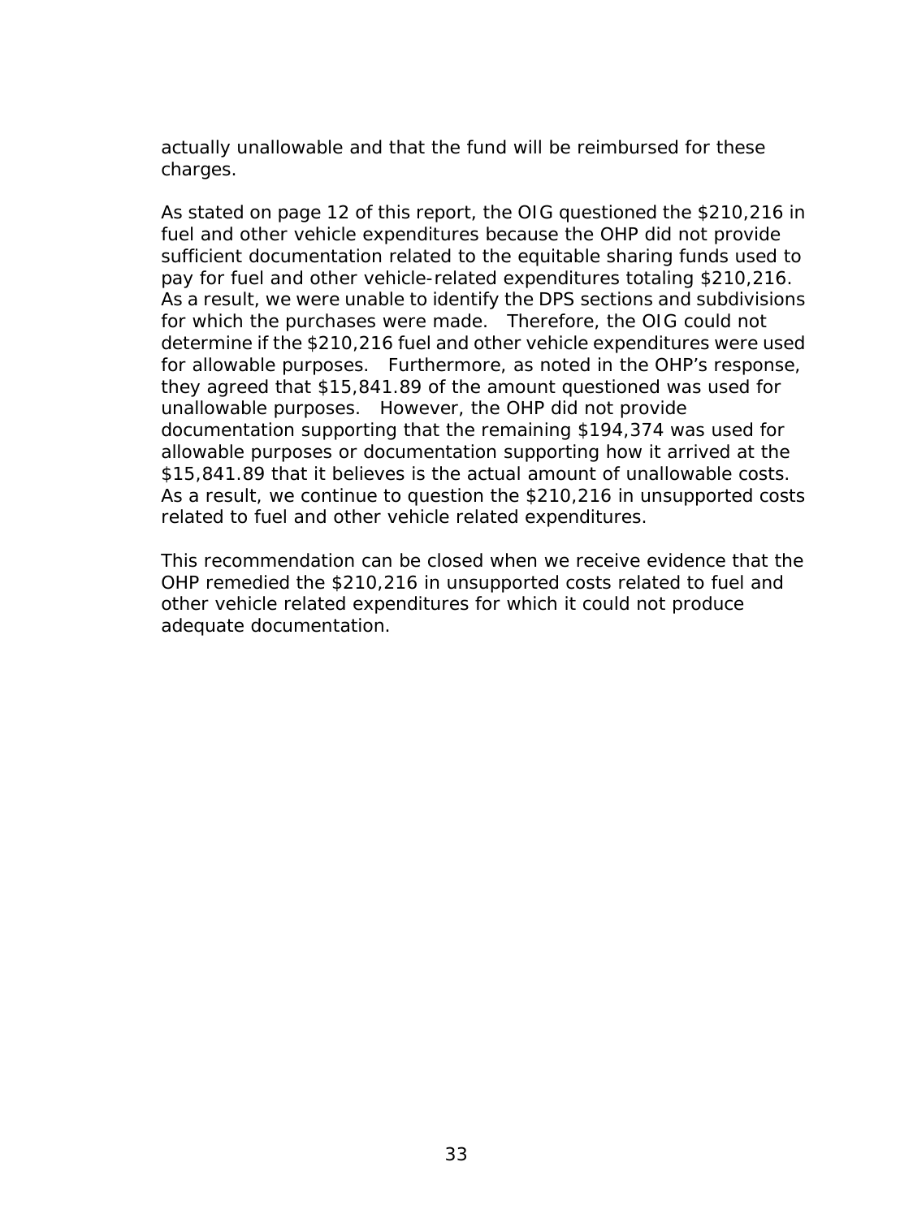actually unallowable and that the fund will be reimbursed for these charges.

As stated on page 12 of this report, the OIG questioned the $210,216 in fuel and other vehicle expenditures because the OHP did not provide sufficient documentation related to the equitable sharing funds used to pay for fuel and other vehicle-related expenditures totaling $210,216. As a result, we were unable to identify the DPS sections and subdivisions for which the purchases were made. Therefore, the OIG could not determine if the $210,216 fuel and other vehicle expenditures were used for allowable purposes. Furthermore, as noted in the OHP's response, they agreed that $15,841.89 of the amount questioned was used for unallowable purposes. However, the OHP did not provide documentation supporting that the remaining $194,374 was used for allowable purposes or documentation supporting how it arrived at the $15,841.89 that it believes is the actual amount of unallowable costs. As a result, we continue to question the $210,216 in unsupported costs related to fuel and other vehicle related expenditures.

This recommendation can be closed when we receive evidence that the OHP remedied the $210,216 in unsupported costs related to fuel and other vehicle related expenditures for which it could not produce adequate documentation.